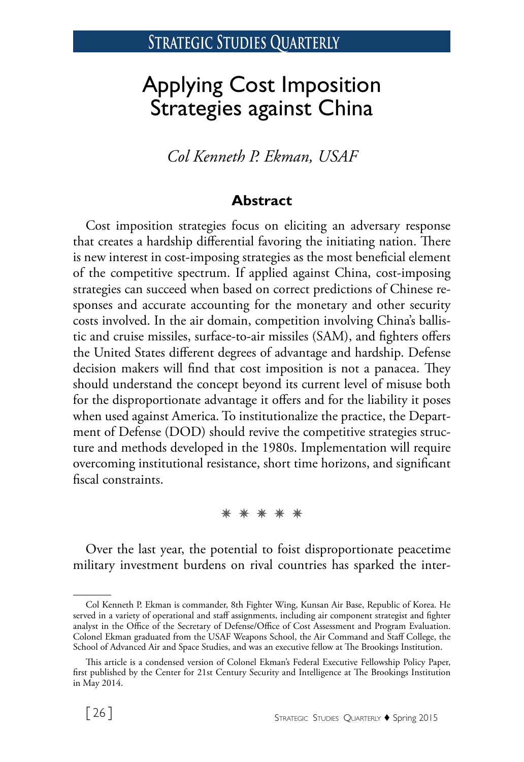# Applying Cost Imposition Strategies against China

*Col Kenneth P. Ekman, USAF*

## Abstract

Cost imposition strategies focus on eliciting an adversary response that creates a hardship differential favoring the initiating nation. There is new interest in cost-imposing strategies as the most beneficial element of the competitive spectrum. If applied against China, cost-imposing strategies can succeed when based on correct predictions of Chinese responses and accurate accounting for the monetary and other security costs involved. In the air domain, competition involving China's ballistic and cruise missiles, surface-to-air missiles (SAM), and fighters offers the United States different degrees of advantage and hardship. Defense decision makers will find that cost imposition is not a panacea. They should understand the concept beyond its current level of misuse both for the disproportionate advantage it offers and for the liability it poses when used against America. To institutionalize the practice, the Department of Defense (DOD) should revive the competitive strategies structure and methods developed in the 1980s. Implementation will require overcoming institutional resistance, short time horizons, and significant fiscal constraints.

✳ ✳ ✳ ✳ ✳

Over the last year, the potential to foist disproportionate peacetime military investment burdens on rival countries has sparked the inter-

---

Col Kenneth P. Ekman is commander, 8th Fighter Wing, Kunsan Air Base, Republic of Korea. He served in a variety of operational and staff assignments, including air component strategist and fighter analyst in the Office of the Secretary of Defense/Office of Cost Assessment and Program Evaluation. Colonel Ekman graduated from the USAF Weapons School, the Air Command and Staff College, the School of Advanced Air and Space Studies, and was an executive fellow at The Brookings Institution.

This article is a condensed version of Colonel Ekman's Federal Executive Fellowship Policy Paper, first published by the Center for 21st Century Security and Intelligence at The Brookings Institution in May 2014.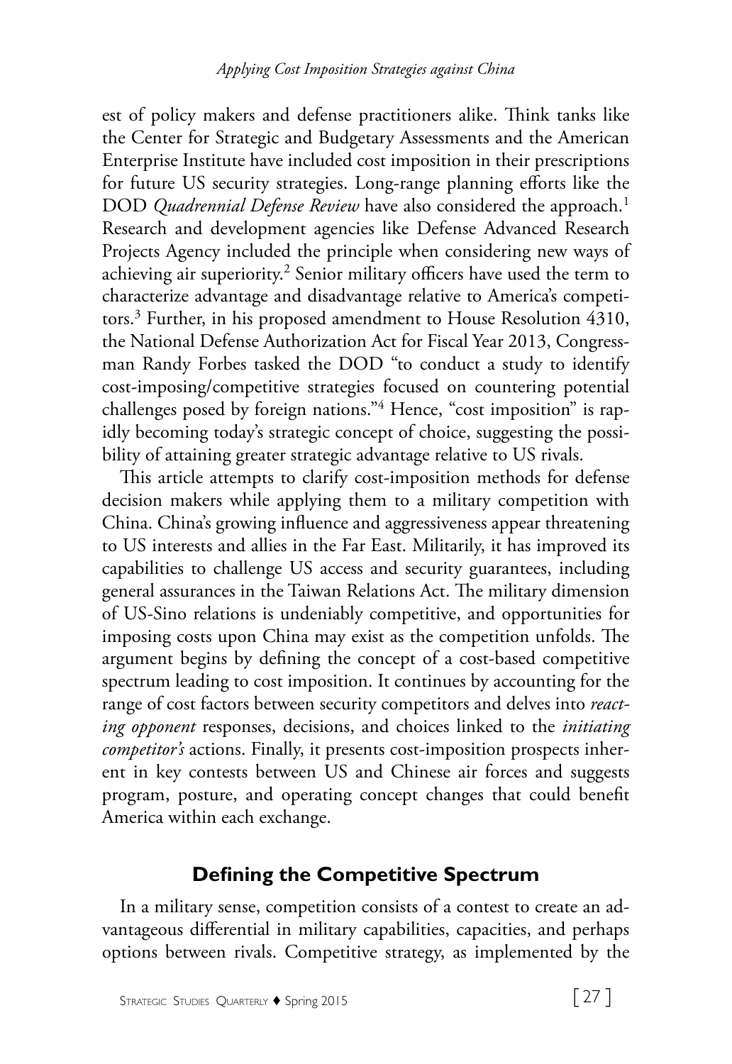est of policy makers and defense practitioners alike. Think tanks like the Center for Strategic and Budgetary Assessments and the American Enterprise Institute have included cost imposition in their prescriptions for future US security strategies. Long-range planning efforts like the DOD *Quadrennial Defense Review* have also considered the approach.[1] Research and development agencies like Defense Advanced Research Projects Agency included the principle when considering new ways of achieving air superiority.[2] Senior military officers have used the term to characterize advantage and disadvantage relative to America's competitors.[3] Further, in his proposed amendment to House Resolution 4310, the National Defense Authorization Act for Fiscal Year 2013, Congressman Randy Forbes tasked the DOD "to conduct a study to identify cost-imposing/competitive strategies focused on countering potential challenges posed by foreign nations."[4] Hence, "cost imposition" is rapidly becoming today's strategic concept of choice, suggesting the possibility of attaining greater strategic advantage relative to US rivals.

This article attempts to clarify cost-imposition methods for defense decision makers while applying them to a military competition with China. China's growing influence and aggressiveness appear threatening to US interests and allies in the Far East. Militarily, it has improved its capabilities to challenge US access and security guarantees, including general assurances in the Taiwan Relations Act. The military dimension of US-Sino relations is undeniably competitive, and opportunities for imposing costs upon China may exist as the competition unfolds. The argument begins by defining the concept of a cost-based competitive spectrum leading to cost imposition. It continues by accounting for the range of cost factors between security competitors and delves into *reacting opponent* responses, decisions, and choices linked to the *initiating competitor's* actions. Finally, it presents cost-imposition prospects inherent in key contests between US and Chinese air forces and suggests program, posture, and operating concept changes that could benefit America within each exchange.

## Defining the Competitive Spectrum

In a military sense, competition consists of a contest to create an advantageous differential in military capabilities, capacities, and perhaps options between rivals. Competitive strategy, as implemented by the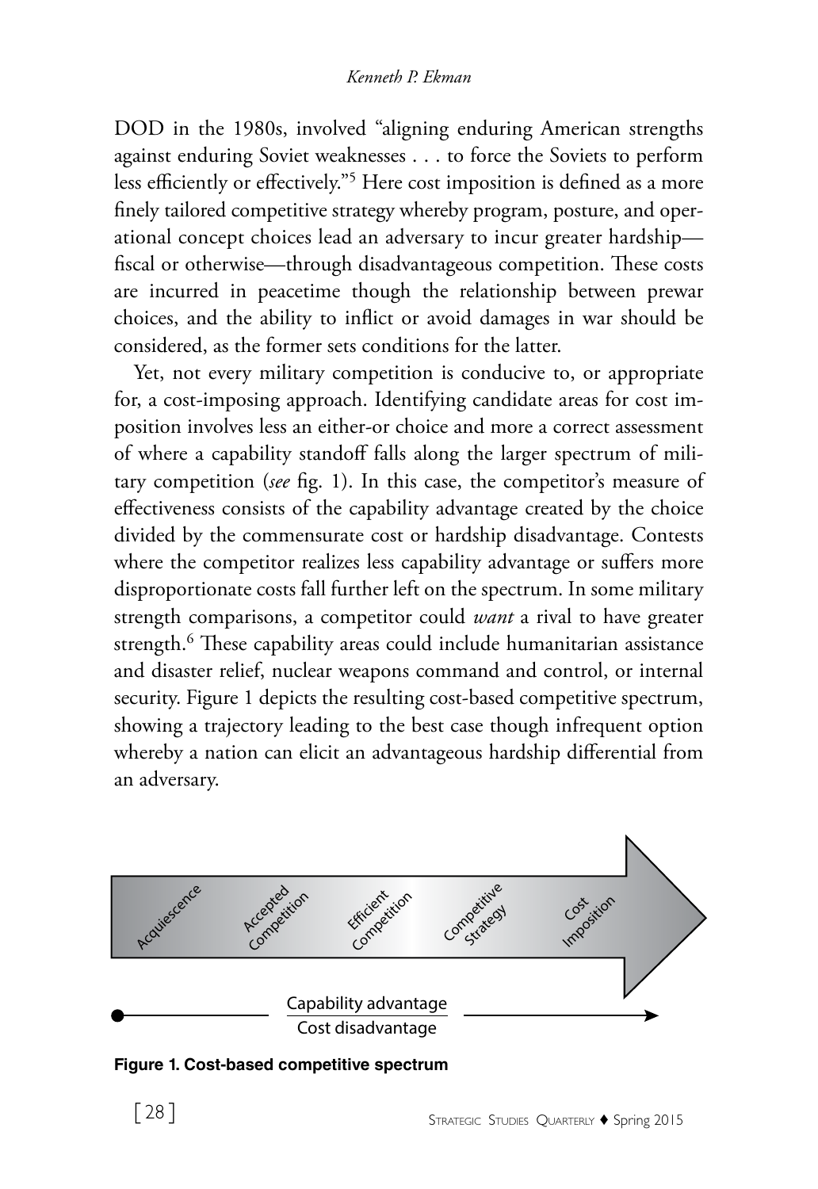DOD in the 1980s, involved "aligning enduring American strengths against enduring Soviet weaknesses . . . to force the Soviets to perform less efficiently or effectively."[5] Here cost imposition is defined as a more finely tailored competitive strategy whereby program, posture, and operational concept choices lead an adversary to incur greater hardship—fiscal or otherwise—through disadvantageous competition. These costs are incurred in peacetime though the relationship between prewar choices, and the ability to inflict or avoid damages in war should be considered, as the former sets conditions for the latter.

Yet, not every military competition is conducive to, or appropriate for, a cost-imposing approach. Identifying candidate areas for cost imposition involves less an either-or choice and more a correct assessment of where a capability standoff falls along the larger spectrum of military competition (*see* fig. 1). In this case, the competitor's measure of effectiveness consists of the capability advantage created by the choice divided by the commensurate cost or hardship disadvantage. Contests where the competitor realizes less capability advantage or suffers more disproportionate costs fall further left on the spectrum. In some military strength comparisons, a competitor could *want* a rival to have greater strength.[6] These capability areas could include humanitarian assistance and disaster relief, nuclear weapons command and control, or internal security. Figure 1 depicts the resulting cost-based competitive spectrum, showing a trajectory leading to the best case though infrequent option whereby a nation can elicit an advantageous hardship differential from an adversary.

**Figure 1. Cost-based competitive spectrum**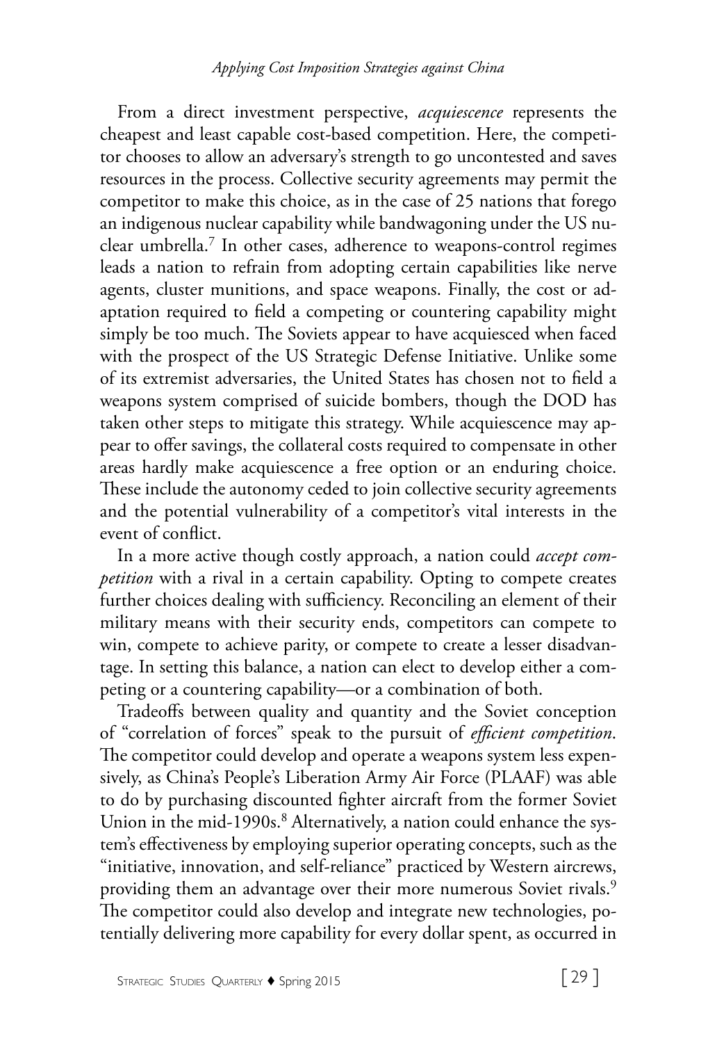From a direct investment perspective, *acquiescence* represents the cheapest and least capable cost-based competition. Here, the competitor chooses to allow an adversary's strength to go uncontested and saves resources in the process. Collective security agreements may permit the competitor to make this choice, as in the case of 25 nations that forego an indigenous nuclear capability while bandwagoning under the US nuclear umbrella.[7] In other cases, adherence to weapons-control regimes leads a nation to refrain from adopting certain capabilities like nerve agents, cluster munitions, and space weapons. Finally, the cost or adaptation required to field a competing or countering capability might simply be too much. The Soviets appear to have acquiesced when faced with the prospect of the US Strategic Defense Initiative. Unlike some of its extremist adversaries, the United States has chosen not to field a weapons system comprised of suicide bombers, though the DOD has taken other steps to mitigate this strategy. While acquiescence may appear to offer savings, the collateral costs required to compensate in other areas hardly make acquiescence a free option or an enduring choice. These include the autonomy ceded to join collective security agreements and the potential vulnerability of a competitor's vital interests in the event of conflict.

In a more active though costly approach, a nation could *accept competition* with a rival in a certain capability. Opting to compete creates further choices dealing with sufficiency. Reconciling an element of their military means with their security ends, competitors can compete to win, compete to achieve parity, or compete to create a lesser disadvantage. In setting this balance, a nation can elect to develop either a competing or a countering capability—or a combination of both.

Tradeoffs between quality and quantity and the Soviet conception of "correlation of forces" speak to the pursuit of *efficient competition*. The competitor could develop and operate a weapons system less expensively, as China's People's Liberation Army Air Force (PLAAF) was able to do by purchasing discounted fighter aircraft from the former Soviet Union in the mid-1990s.[8] Alternatively, a nation could enhance the system's effectiveness by employing superior operating concepts, such as the "initiative, innovation, and self-reliance" practiced by Western aircrews, providing them an advantage over their more numerous Soviet rivals.[9] The competitor could also develop and integrate new technologies, potentially delivering more capability for every dollar spent, as occurred in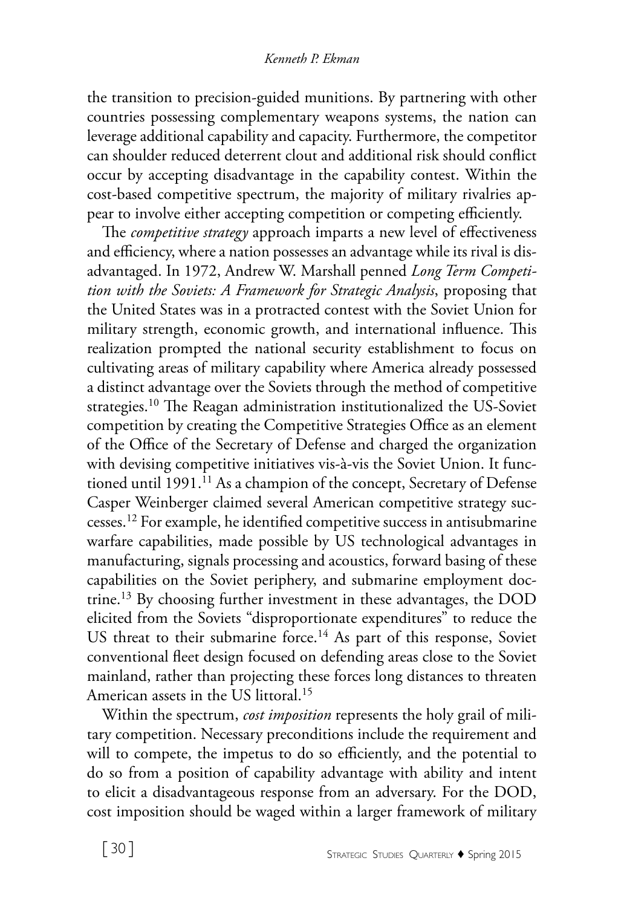the transition to precision-guided munitions. By partnering with other countries possessing complementary weapons systems, the nation can leverage additional capability and capacity. Furthermore, the competitor can shoulder reduced deterrent clout and additional risk should conflict occur by accepting disadvantage in the capability contest. Within the cost-based competitive spectrum, the majority of military rivalries appear to involve either accepting competition or competing efficiently.

The *competitive strategy* approach imparts a new level of effectiveness and efficiency, where a nation possesses an advantage while its rival is disadvantaged. In 1972, Andrew W. Marshall penned *Long Term Competition with the Soviets: A Framework for Strategic Analysis*, proposing that the United States was in a protracted contest with the Soviet Union for military strength, economic growth, and international influence. This realization prompted the national security establishment to focus on cultivating areas of military capability where America already possessed a distinct advantage over the Soviets through the method of competitive strategies.[10] The Reagan administration institutionalized the US-Soviet competition by creating the Competitive Strategies Office as an element of the Office of the Secretary of Defense and charged the organization with devising competitive initiatives vis-à-vis the Soviet Union. It functioned until 1991.[11] As a champion of the concept, Secretary of Defense Casper Weinberger claimed several American competitive strategy successes.[12] For example, he identified competitive success in antisubmarine warfare capabilities, made possible by US technological advantages in manufacturing, signals processing and acoustics, forward basing of these capabilities on the Soviet periphery, and submarine employment doctrine.[13] By choosing further investment in these advantages, the DOD elicited from the Soviets "disproportionate expenditures" to reduce the US threat to their submarine force.[14] As part of this response, Soviet conventional fleet design focused on defending areas close to the Soviet mainland, rather than projecting these forces long distances to threaten American assets in the US littoral.[15]

Within the spectrum, *cost imposition* represents the holy grail of military competition. Necessary preconditions include the requirement and will to compete, the impetus to do so efficiently, and the potential to do so from a position of capability advantage with ability and intent to elicit a disadvantageous response from an adversary. For the DOD, cost imposition should be waged within a larger framework of military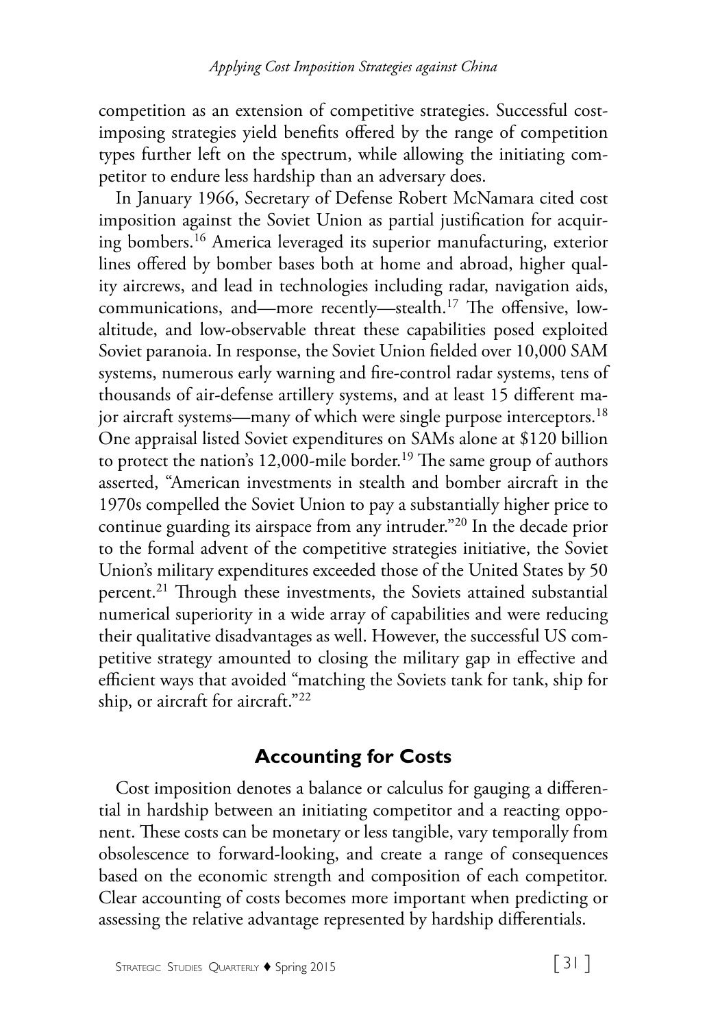competition as an extension of competitive strategies. Successful cost-imposing strategies yield benefits offered by the range of competition types further left on the spectrum, while allowing the initiating competitor to endure less hardship than an adversary does.

In January 1966, Secretary of Defense Robert McNamara cited cost imposition against the Soviet Union as partial justification for acquiring bombers.[16] America leveraged its superior manufacturing, exterior lines offered by bomber bases both at home and abroad, higher quality aircrews, and lead in technologies including radar, navigation aids, communications, and—more recently—stealth.[17] The offensive, low-altitude, and low-observable threat these capabilities posed exploited Soviet paranoia. In response, the Soviet Union fielded over 10,000 SAM systems, numerous early warning and fire-control radar systems, tens of thousands of air-defense artillery systems, and at least 15 different major aircraft systems—many of which were single purpose interceptors.[18] One appraisal listed Soviet expenditures on SAMs alone at $120 billion to protect the nation's 12,000-mile border.[19] The same group of authors asserted, "American investments in stealth and bomber aircraft in the 1970s compelled the Soviet Union to pay a substantially higher price to continue guarding its airspace from any intruder."[20] In the decade prior to the formal advent of the competitive strategies initiative, the Soviet Union's military expenditures exceeded those of the United States by 50 percent.[21] Through these investments, the Soviets attained substantial numerical superiority in a wide array of capabilities and were reducing their qualitative disadvantages as well. However, the successful US competitive strategy amounted to closing the military gap in effective and efficient ways that avoided "matching the Soviets tank for tank, ship for ship, or aircraft for aircraft."[22]

## Accounting for Costs

Cost imposition denotes a balance or calculus for gauging a differential in hardship between an initiating competitor and a reacting opponent. These costs can be monetary or less tangible, vary temporally from obsolescence to forward-looking, and create a range of consequences based on the economic strength and composition of each competitor. Clear accounting of costs becomes more important when predicting or assessing the relative advantage represented by hardship differentials.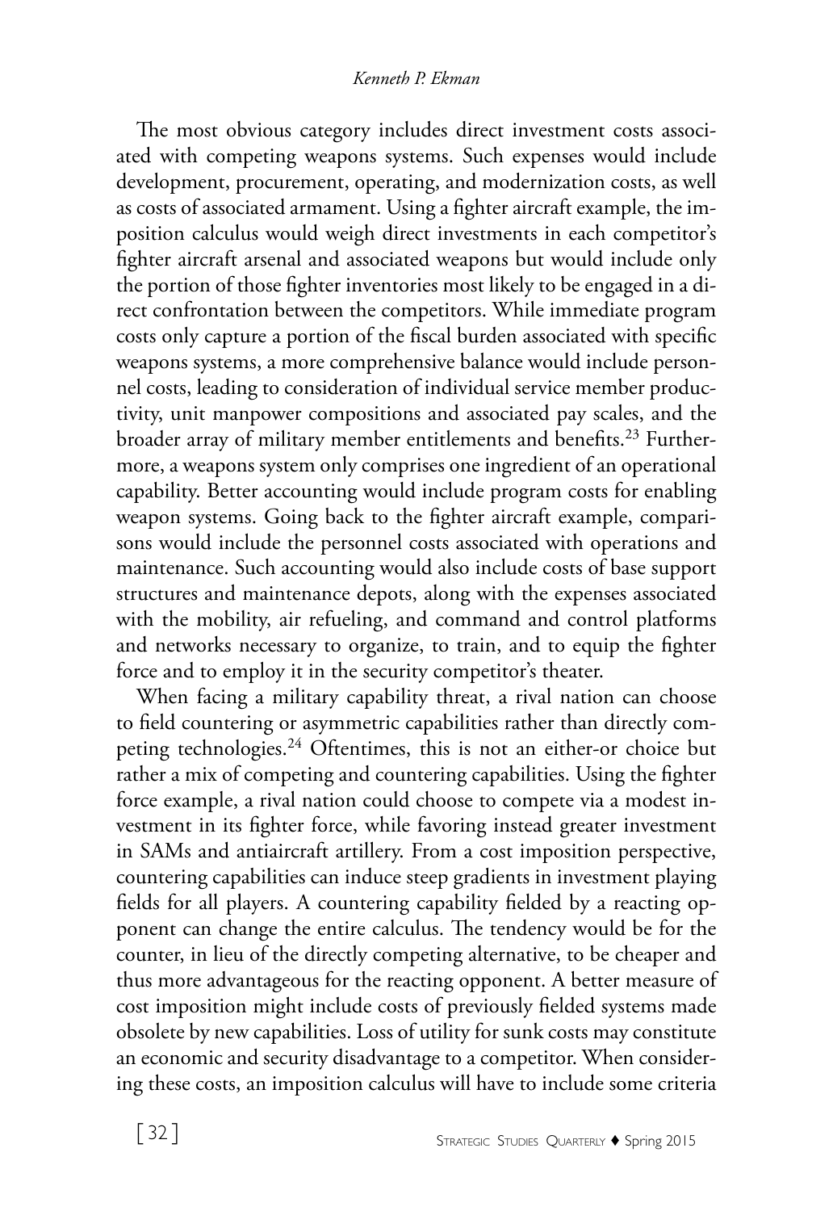The most obvious category includes direct investment costs associated with competing weapons systems. Such expenses would include development, procurement, operating, and modernization costs, as well as costs of associated armament. Using a fighter aircraft example, the imposition calculus would weigh direct investments in each competitor's fighter aircraft arsenal and associated weapons but would include only the portion of those fighter inventories most likely to be engaged in a direct confrontation between the competitors. While immediate program costs only capture a portion of the fiscal burden associated with specific weapons systems, a more comprehensive balance would include personnel costs, leading to consideration of individual service member productivity, unit manpower compositions and associated pay scales, and the broader array of military member entitlements and benefits.[23] Furthermore, a weapons system only comprises one ingredient of an operational capability. Better accounting would include program costs for enabling weapon systems. Going back to the fighter aircraft example, comparisons would include the personnel costs associated with operations and maintenance. Such accounting would also include costs of base support structures and maintenance depots, along with the expenses associated with the mobility, air refueling, and command and control platforms and networks necessary to organize, to train, and to equip the fighter force and to employ it in the security competitor's theater.

When facing a military capability threat, a rival nation can choose to field countering or asymmetric capabilities rather than directly competing technologies.[24] Oftentimes, this is not an either-or choice but rather a mix of competing and countering capabilities. Using the fighter force example, a rival nation could choose to compete via a modest investment in its fighter force, while favoring instead greater investment in SAMs and antiaircraft artillery. From a cost imposition perspective, countering capabilities can induce steep gradients in investment playing fields for all players. A countering capability fielded by a reacting opponent can change the entire calculus. The tendency would be for the counter, in lieu of the directly competing alternative, to be cheaper and thus more advantageous for the reacting opponent. A better measure of cost imposition might include costs of previously fielded systems made obsolete by new capabilities. Loss of utility for sunk costs may constitute an economic and security disadvantage to a competitor. When considering these costs, an imposition calculus will have to include some criteria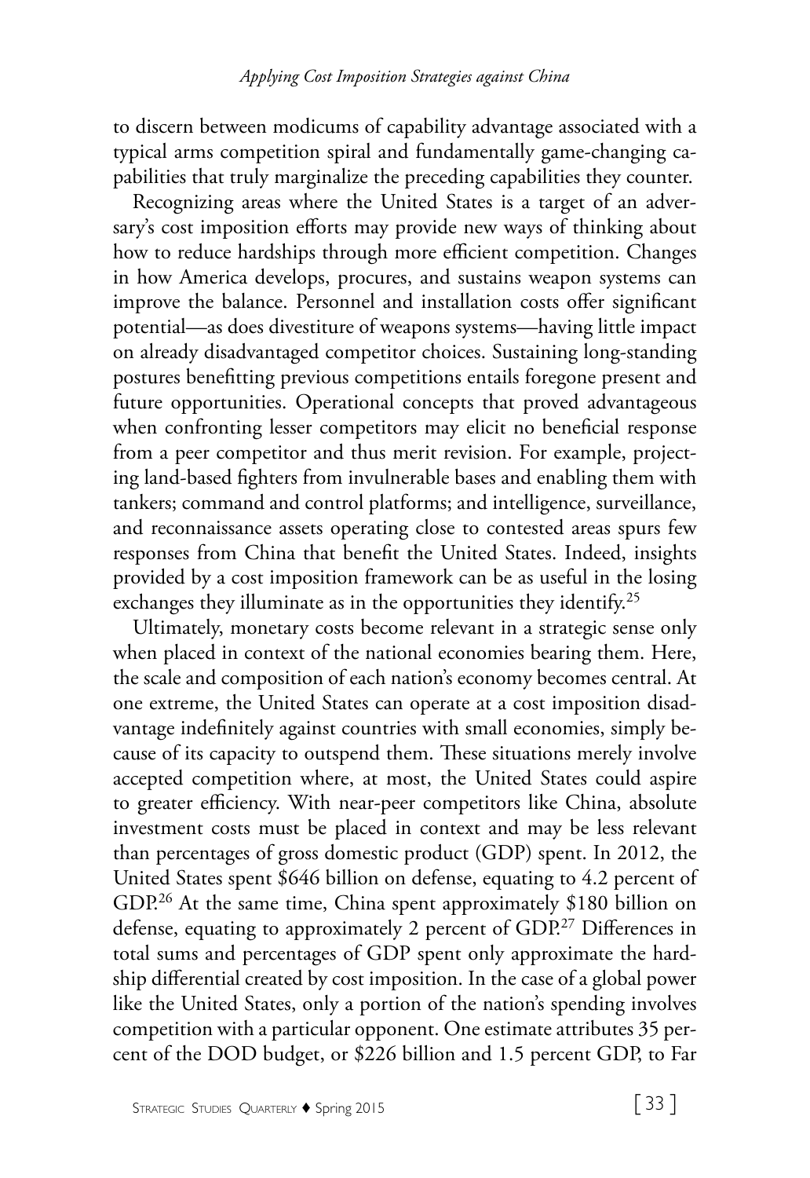to discern between modicums of capability advantage associated with a typical arms competition spiral and fundamentally game-changing capabilities that truly marginalize the preceding capabilities they counter.

Recognizing areas where the United States is a target of an adversary's cost imposition efforts may provide new ways of thinking about how to reduce hardships through more efficient competition. Changes in how America develops, procures, and sustains weapon systems can improve the balance. Personnel and installation costs offer significant potential—as does divestiture of weapons systems—having little impact on already disadvantaged competitor choices. Sustaining long-standing postures benefitting previous competitions entails foregone present and future opportunities. Operational concepts that proved advantageous when confronting lesser competitors may elicit no beneficial response from a peer competitor and thus merit revision. For example, projecting land-based fighters from invulnerable bases and enabling them with tankers; command and control platforms; and intelligence, surveillance, and reconnaissance assets operating close to contested areas spurs few responses from China that benefit the United States. Indeed, insights provided by a cost imposition framework can be as useful in the losing exchanges they illuminate as in the opportunities they identify.[25]

Ultimately, monetary costs become relevant in a strategic sense only when placed in context of the national economies bearing them. Here, the scale and composition of each nation's economy becomes central. At one extreme, the United States can operate at a cost imposition disadvantage indefinitely against countries with small economies, simply because of its capacity to outspend them. These situations merely involve accepted competition where, at most, the United States could aspire to greater efficiency. With near-peer competitors like China, absolute investment costs must be placed in context and may be less relevant than percentages of gross domestic product (GDP) spent. In 2012, the United States spent $646 billion on defense, equating to 4.2 percent of GDP.[26] At the same time, China spent approximately $180 billion on defense, equating to approximately 2 percent of GDP.[27] Differences in total sums and percentages of GDP spent only approximate the hardship differential created by cost imposition. In the case of a global power like the United States, only a portion of the nation's spending involves competition with a particular opponent. One estimate attributes 35 percent of the DOD budget, or $226 billion and 1.5 percent GDP, to Far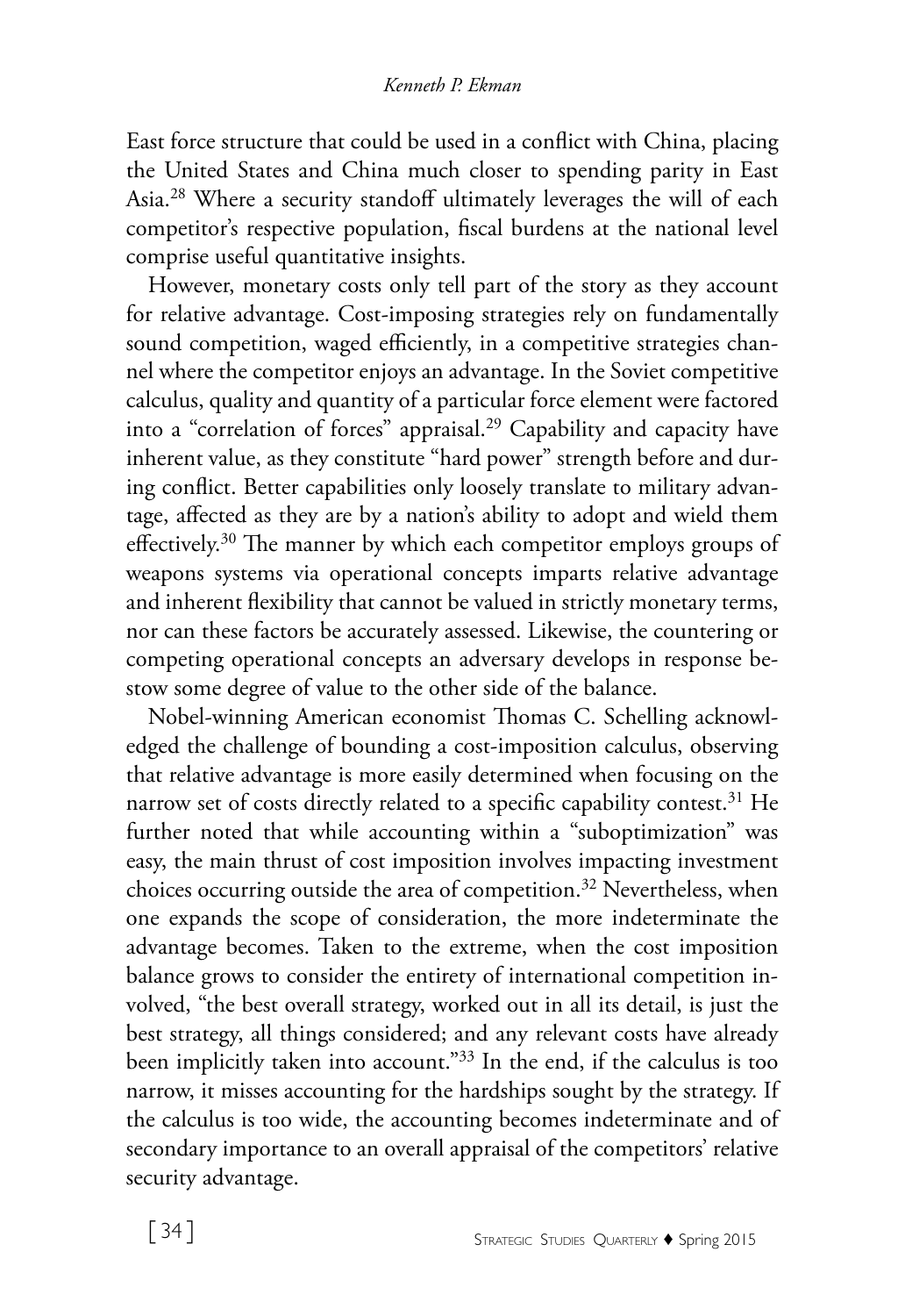East force structure that could be used in a conflict with China, placing the United States and China much closer to spending parity in East Asia.[28] Where a security standoff ultimately leverages the will of each competitor's respective population, fiscal burdens at the national level comprise useful quantitative insights.

However, monetary costs only tell part of the story as they account for relative advantage. Cost-imposing strategies rely on fundamentally sound competition, waged efficiently, in a competitive strategies channel where the competitor enjoys an advantage. In the Soviet competitive calculus, quality and quantity of a particular force element were factored into a "correlation of forces" appraisal.[29] Capability and capacity have inherent value, as they constitute "hard power" strength before and during conflict. Better capabilities only loosely translate to military advantage, affected as they are by a nation's ability to adopt and wield them effectively.[30] The manner by which each competitor employs groups of weapons systems via operational concepts imparts relative advantage and inherent flexibility that cannot be valued in strictly monetary terms, nor can these factors be accurately assessed. Likewise, the countering or competing operational concepts an adversary develops in response bestow some degree of value to the other side of the balance.

Nobel-winning American economist Thomas C. Schelling acknowledged the challenge of bounding a cost-imposition calculus, observing that relative advantage is more easily determined when focusing on the narrow set of costs directly related to a specific capability contest.[31] He further noted that while accounting within a "suboptimization" was easy, the main thrust of cost imposition involves impacting investment choices occurring outside the area of competition.[32] Nevertheless, when one expands the scope of consideration, the more indeterminate the advantage becomes. Taken to the extreme, when the cost imposition balance grows to consider the entirety of international competition involved, "the best overall strategy, worked out in all its detail, is just the best strategy, all things considered; and any relevant costs have already been implicitly taken into account."[33] In the end, if the calculus is too narrow, it misses accounting for the hardships sought by the strategy. If the calculus is too wide, the accounting becomes indeterminate and of secondary importance to an overall appraisal of the competitors' relative security advantage.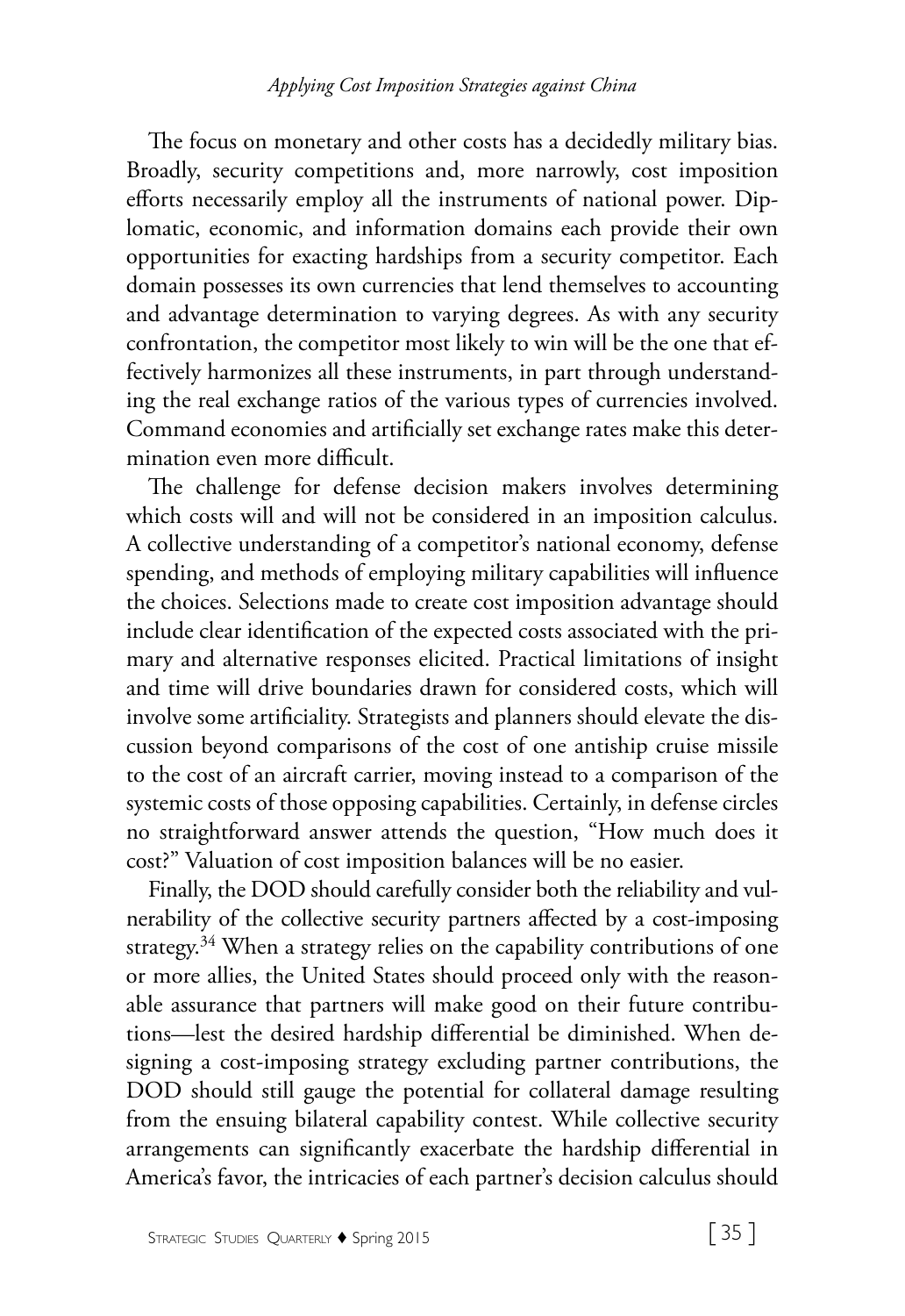The focus on monetary and other costs has a decidedly military bias. Broadly, security competitions and, more narrowly, cost imposition efforts necessarily employ all the instruments of national power. Diplomatic, economic, and information domains each provide their own opportunities for exacting hardships from a security competitor. Each domain possesses its own currencies that lend themselves to accounting and advantage determination to varying degrees. As with any security confrontation, the competitor most likely to win will be the one that effectively harmonizes all these instruments, in part through understanding the real exchange ratios of the various types of currencies involved. Command economies and artificially set exchange rates make this determination even more difficult.

The challenge for defense decision makers involves determining which costs will and will not be considered in an imposition calculus. A collective understanding of a competitor's national economy, defense spending, and methods of employing military capabilities will influence the choices. Selections made to create cost imposition advantage should include clear identification of the expected costs associated with the primary and alternative responses elicited. Practical limitations of insight and time will drive boundaries drawn for considered costs, which will involve some artificiality. Strategists and planners should elevate the discussion beyond comparisons of the cost of one antiship cruise missile to the cost of an aircraft carrier, moving instead to a comparison of the systemic costs of those opposing capabilities. Certainly, in defense circles no straightforward answer attends the question, "How much does it cost?" Valuation of cost imposition balances will be no easier.

Finally, the DOD should carefully consider both the reliability and vulnerability of the collective security partners affected by a cost-imposing strategy.[34] When a strategy relies on the capability contributions of one or more allies, the United States should proceed only with the reasonable assurance that partners will make good on their future contributions—lest the desired hardship differential be diminished. When designing a cost-imposing strategy excluding partner contributions, the DOD should still gauge the potential for collateral damage resulting from the ensuing bilateral capability contest. While collective security arrangements can significantly exacerbate the hardship differential in America's favor, the intricacies of each partner's decision calculus should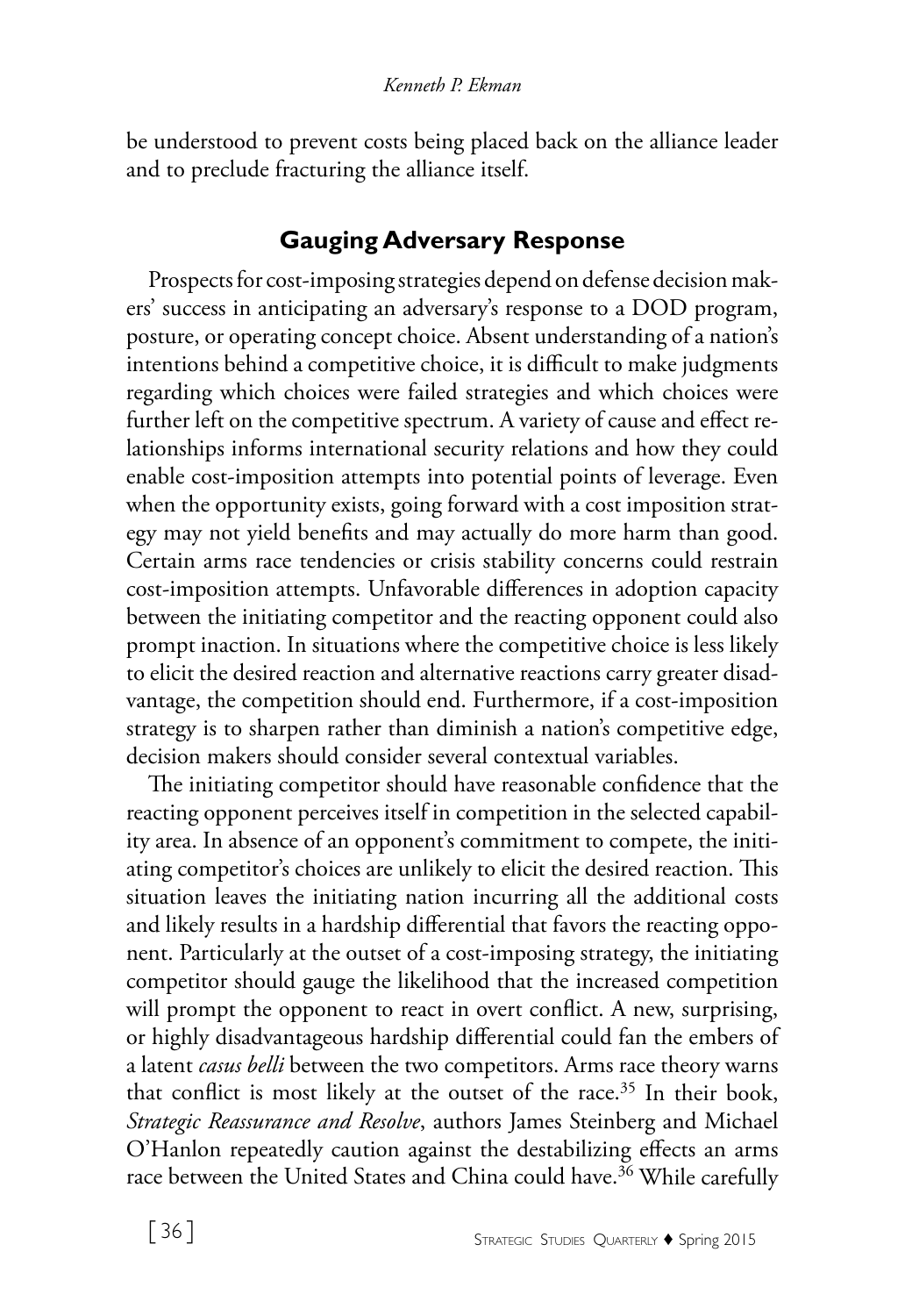be understood to prevent costs being placed back on the alliance leader and to preclude fracturing the alliance itself.

## Gauging Adversary Response

Prospects for cost-imposing strategies depend on defense decision makers' success in anticipating an adversary's response to a DOD program, posture, or operating concept choice. Absent understanding of a nation's intentions behind a competitive choice, it is difficult to make judgments regarding which choices were failed strategies and which choices were further left on the competitive spectrum. A variety of cause and effect relationships informs international security relations and how they could enable cost-imposition attempts into potential points of leverage. Even when the opportunity exists, going forward with a cost imposition strategy may not yield benefits and may actually do more harm than good. Certain arms race tendencies or crisis stability concerns could restrain cost-imposition attempts. Unfavorable differences in adoption capacity between the initiating competitor and the reacting opponent could also prompt inaction. In situations where the competitive choice is less likely to elicit the desired reaction and alternative reactions carry greater disadvantage, the competition should end. Furthermore, if a cost-imposition strategy is to sharpen rather than diminish a nation's competitive edge, decision makers should consider several contextual variables.

The initiating competitor should have reasonable confidence that the reacting opponent perceives itself in competition in the selected capability area. In absence of an opponent's commitment to compete, the initiating competitor's choices are unlikely to elicit the desired reaction. This situation leaves the initiating nation incurring all the additional costs and likely results in a hardship differential that favors the reacting opponent. Particularly at the outset of a cost-imposing strategy, the initiating competitor should gauge the likelihood that the increased competition will prompt the opponent to react in overt conflict. A new, surprising, or highly disadvantageous hardship differential could fan the embers of a latent *casus belli* between the two competitors. Arms race theory warns that conflict is most likely at the outset of the race.[35] In their book, *Strategic Reassurance and Resolve*, authors James Steinberg and Michael O'Hanlon repeatedly caution against the destabilizing effects an arms race between the United States and China could have.[36] While carefully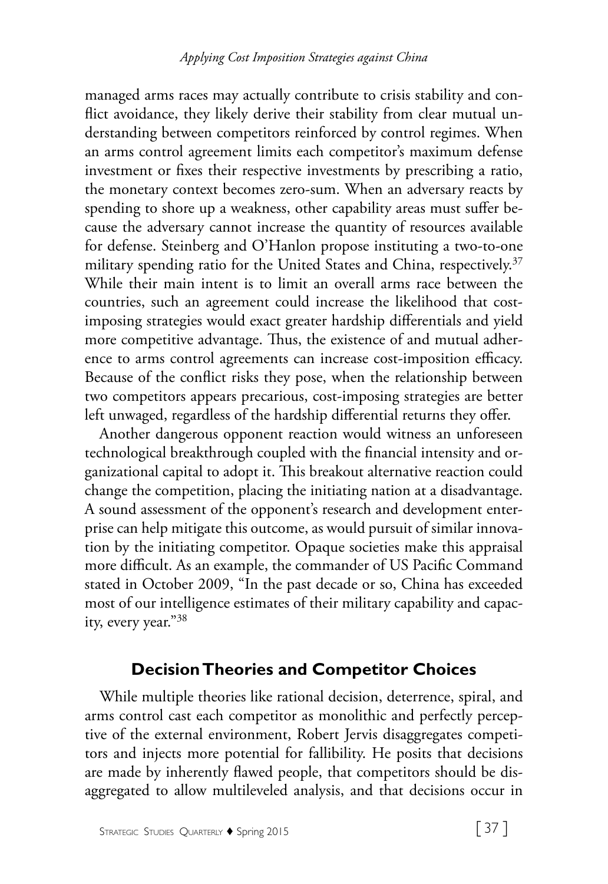managed arms races may actually contribute to crisis stability and conflict avoidance, they likely derive their stability from clear mutual understanding between competitors reinforced by control regimes. When an arms control agreement limits each competitor's maximum defense investment or fixes their respective investments by prescribing a ratio, the monetary context becomes zero-sum. When an adversary reacts by spending to shore up a weakness, other capability areas must suffer because the adversary cannot increase the quantity of resources available for defense. Steinberg and O'Hanlon propose instituting a two-to-one military spending ratio for the United States and China, respectively.[37] While their main intent is to limit an overall arms race between the countries, such an agreement could increase the likelihood that cost-imposing strategies would exact greater hardship differentials and yield more competitive advantage. Thus, the existence of and mutual adherence to arms control agreements can increase cost-imposition efficacy. Because of the conflict risks they pose, when the relationship between two competitors appears precarious, cost-imposing strategies are better left unwaged, regardless of the hardship differential returns they offer.

Another dangerous opponent reaction would witness an unforeseen technological breakthrough coupled with the financial intensity and organizational capital to adopt it. This breakout alternative reaction could change the competition, placing the initiating nation at a disadvantage. A sound assessment of the opponent's research and development enterprise can help mitigate this outcome, as would pursuit of similar innovation by the initiating competitor. Opaque societies make this appraisal more difficult. As an example, the commander of US Pacific Command stated in October 2009, "In the past decade or so, China has exceeded most of our intelligence estimates of their military capability and capacity, every year."[38]

## Decision Theories and Competitor Choices

While multiple theories like rational decision, deterrence, spiral, and arms control cast each competitor as monolithic and perfectly perceptive of the external environment, Robert Jervis disaggregates competitors and injects more potential for fallibility. He posits that decisions are made by inherently flawed people, that competitors should be disaggregated to allow multileveled analysis, and that decisions occur in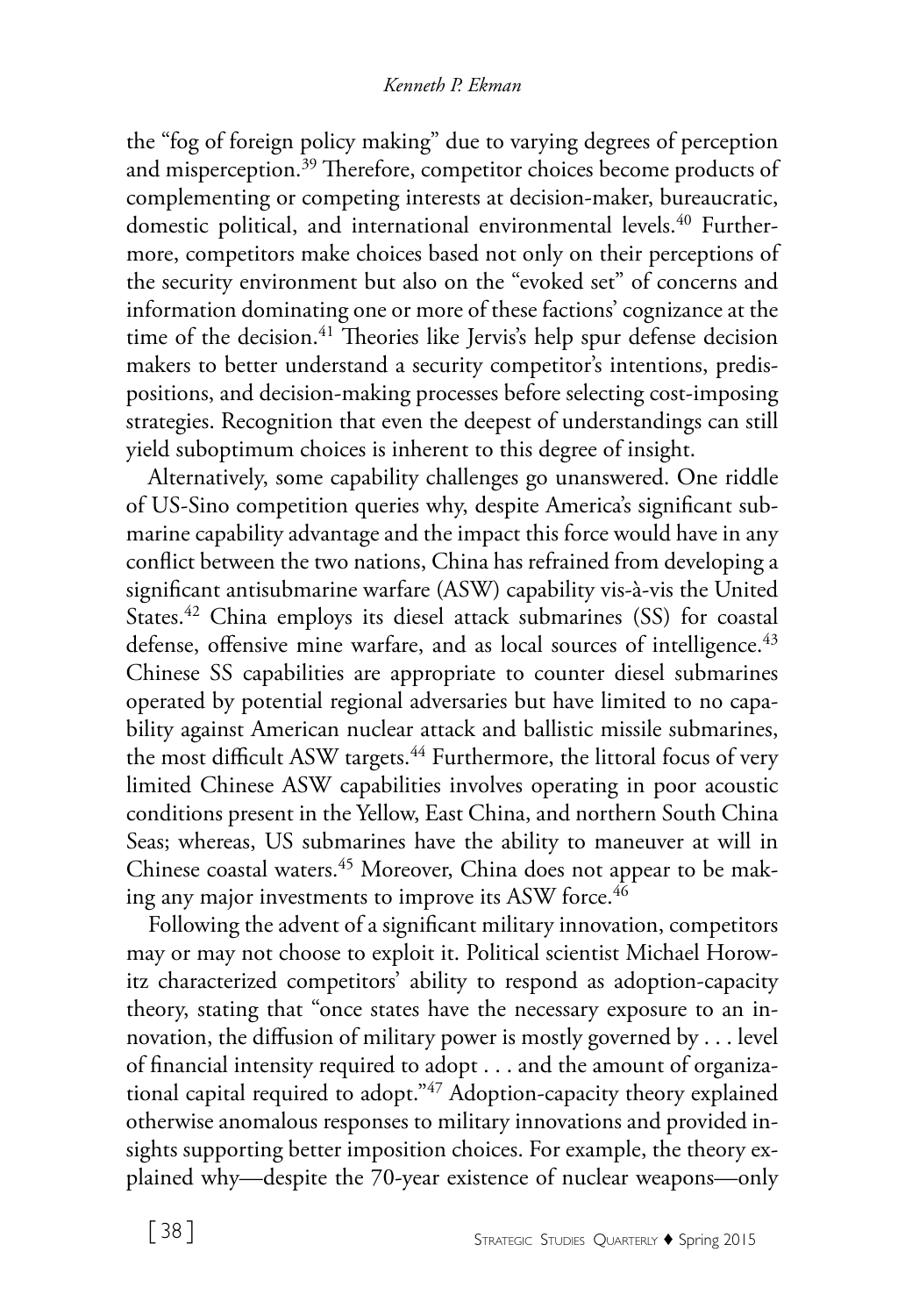the "fog of foreign policy making" due to varying degrees of perception and misperception.[39] Therefore, competitor choices become products of complementing or competing interests at decision-maker, bureaucratic, domestic political, and international environmental levels.[40] Furthermore, competitors make choices based not only on their perceptions of the security environment but also on the "evoked set" of concerns and information dominating one or more of these factions' cognizance at the time of the decision.[41] Theories like Jervis's help spur defense decision makers to better understand a security competitor's intentions, predispositions, and decision-making processes before selecting cost-imposing strategies. Recognition that even the deepest of understandings can still yield suboptimum choices is inherent to this degree of insight.

Alternatively, some capability challenges go unanswered. One riddle of US-Sino competition queries why, despite America's significant submarine capability advantage and the impact this force would have in any conflict between the two nations, China has refrained from developing a significant antisubmarine warfare (ASW) capability vis-à-vis the United States.[42] China employs its diesel attack submarines (SS) for coastal defense, offensive mine warfare, and as local sources of intelligence.[43] Chinese SS capabilities are appropriate to counter diesel submarines operated by potential regional adversaries but have limited to no capability against American nuclear attack and ballistic missile submarines, the most difficult ASW targets.[44] Furthermore, the littoral focus of very limited Chinese ASW capabilities involves operating in poor acoustic conditions present in the Yellow, East China, and northern South China Seas; whereas, US submarines have the ability to maneuver at will in Chinese coastal waters.[45] Moreover, China does not appear to be making any major investments to improve its ASW force.[46]

Following the advent of a significant military innovation, competitors may or may not choose to exploit it. Political scientist Michael Horowitz characterized competitors' ability to respond as adoption-capacity theory, stating that "once states have the necessary exposure to an innovation, the diffusion of military power is mostly governed by . . . level of financial intensity required to adopt . . . and the amount of organizational capital required to adopt."[47] Adoption-capacity theory explained otherwise anomalous responses to military innovations and provided insights supporting better imposition choices. For example, the theory explained why—despite the 70-year existence of nuclear weapons—only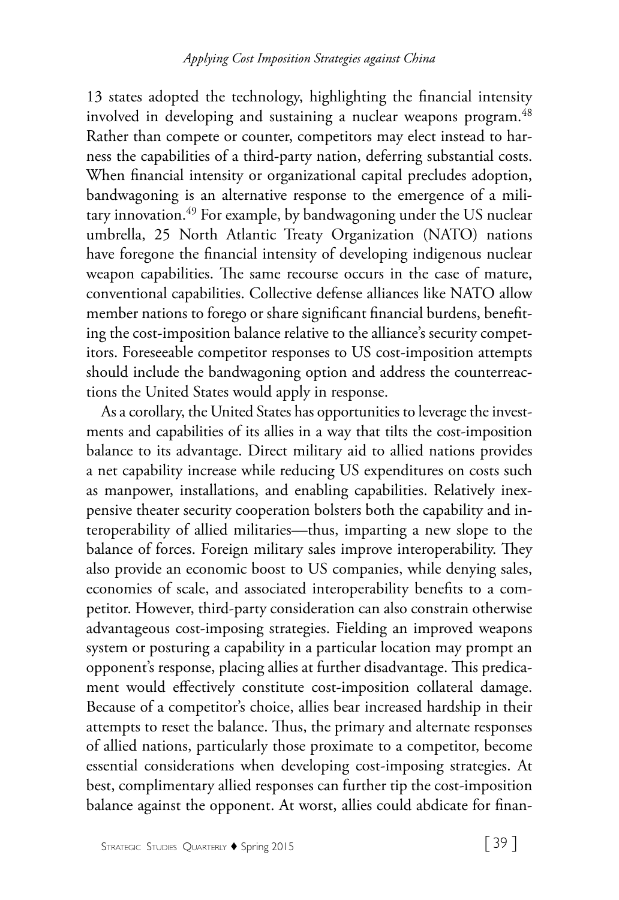13 states adopted the technology, highlighting the financial intensity involved in developing and sustaining a nuclear weapons program.[48] Rather than compete or counter, competitors may elect instead to harness the capabilities of a third-party nation, deferring substantial costs. When financial intensity or organizational capital precludes adoption, bandwagoning is an alternative response to the emergence of a military innovation.[49] For example, by bandwagoning under the US nuclear umbrella, 25 North Atlantic Treaty Organization (NATO) nations have foregone the financial intensity of developing indigenous nuclear weapon capabilities. The same recourse occurs in the case of mature, conventional capabilities. Collective defense alliances like NATO allow member nations to forego or share significant financial burdens, benefiting the cost-imposition balance relative to the alliance's security competitors. Foreseeable competitor responses to US cost-imposition attempts should include the bandwagoning option and address the counterreactions the United States would apply in response.

As a corollary, the United States has opportunities to leverage the investments and capabilities of its allies in a way that tilts the cost-imposition balance to its advantage. Direct military aid to allied nations provides a net capability increase while reducing US expenditures on costs such as manpower, installations, and enabling capabilities. Relatively inexpensive theater security cooperation bolsters both the capability and interoperability of allied militaries—thus, imparting a new slope to the balance of forces. Foreign military sales improve interoperability. They also provide an economic boost to US companies, while denying sales, economies of scale, and associated interoperability benefits to a competitor. However, third-party consideration can also constrain otherwise advantageous cost-imposing strategies. Fielding an improved weapons system or posturing a capability in a particular location may prompt an opponent's response, placing allies at further disadvantage. This predicament would effectively constitute cost-imposition collateral damage. Because of a competitor's choice, allies bear increased hardship in their attempts to reset the balance. Thus, the primary and alternate responses of allied nations, particularly those proximate to a competitor, become essential considerations when developing cost-imposing strategies. At best, complimentary allied responses can further tip the cost-imposition balance against the opponent. At worst, allies could abdicate for finan-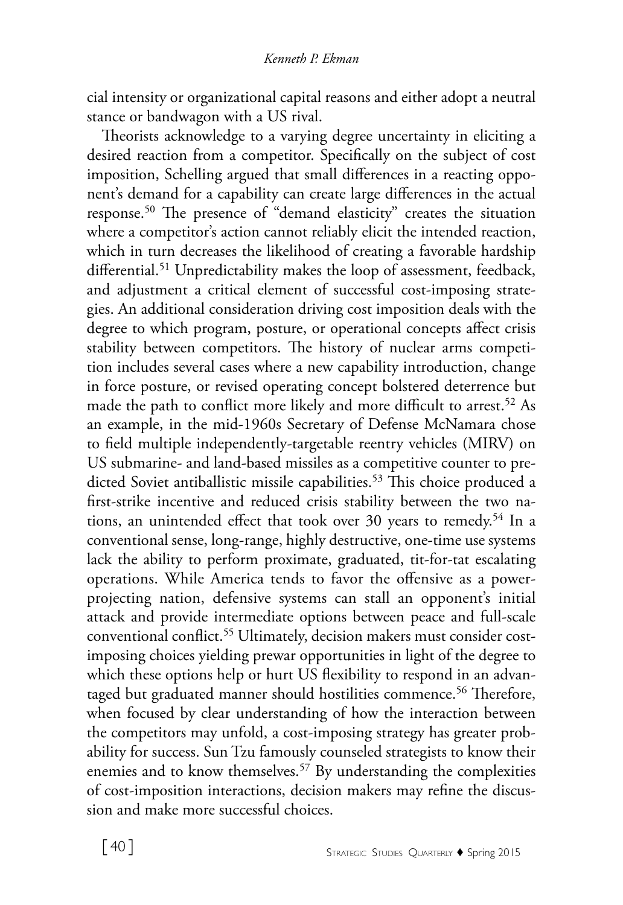cial intensity or organizational capital reasons and either adopt a neutral stance or bandwagon with a US rival.

Theorists acknowledge to a varying degree uncertainty in eliciting a desired reaction from a competitor. Specifically on the subject of cost imposition, Schelling argued that small differences in a reacting opponent's demand for a capability can create large differences in the actual response.[50] The presence of "demand elasticity" creates the situation where a competitor's action cannot reliably elicit the intended reaction, which in turn decreases the likelihood of creating a favorable hardship differential.[51] Unpredictability makes the loop of assessment, feedback, and adjustment a critical element of successful cost-imposing strategies. An additional consideration driving cost imposition deals with the degree to which program, posture, or operational concepts affect crisis stability between competitors. The history of nuclear arms competition includes several cases where a new capability introduction, change in force posture, or revised operating concept bolstered deterrence but made the path to conflict more likely and more difficult to arrest.[52] As an example, in the mid-1960s Secretary of Defense McNamara chose to field multiple independently-targetable reentry vehicles (MIRV) on US submarine- and land-based missiles as a competitive counter to predicted Soviet antiballistic missile capabilities.[53] This choice produced a first-strike incentive and reduced crisis stability between the two nations, an unintended effect that took over 30 years to remedy.[54] In a conventional sense, long-range, highly destructive, one-time use systems lack the ability to perform proximate, graduated, tit-for-tat escalating operations. While America tends to favor the offensive as a power-projecting nation, defensive systems can stall an opponent's initial attack and provide intermediate options between peace and full-scale conventional conflict.[55] Ultimately, decision makers must consider cost-imposing choices yielding prewar opportunities in light of the degree to which these options help or hurt US flexibility to respond in an advantaged but graduated manner should hostilities commence.[56] Therefore, when focused by clear understanding of how the interaction between the competitors may unfold, a cost-imposing strategy has greater probability for success. Sun Tzu famously counseled strategists to know their enemies and to know themselves.[57] By understanding the complexities of cost-imposition interactions, decision makers may refine the discussion and make more successful choices.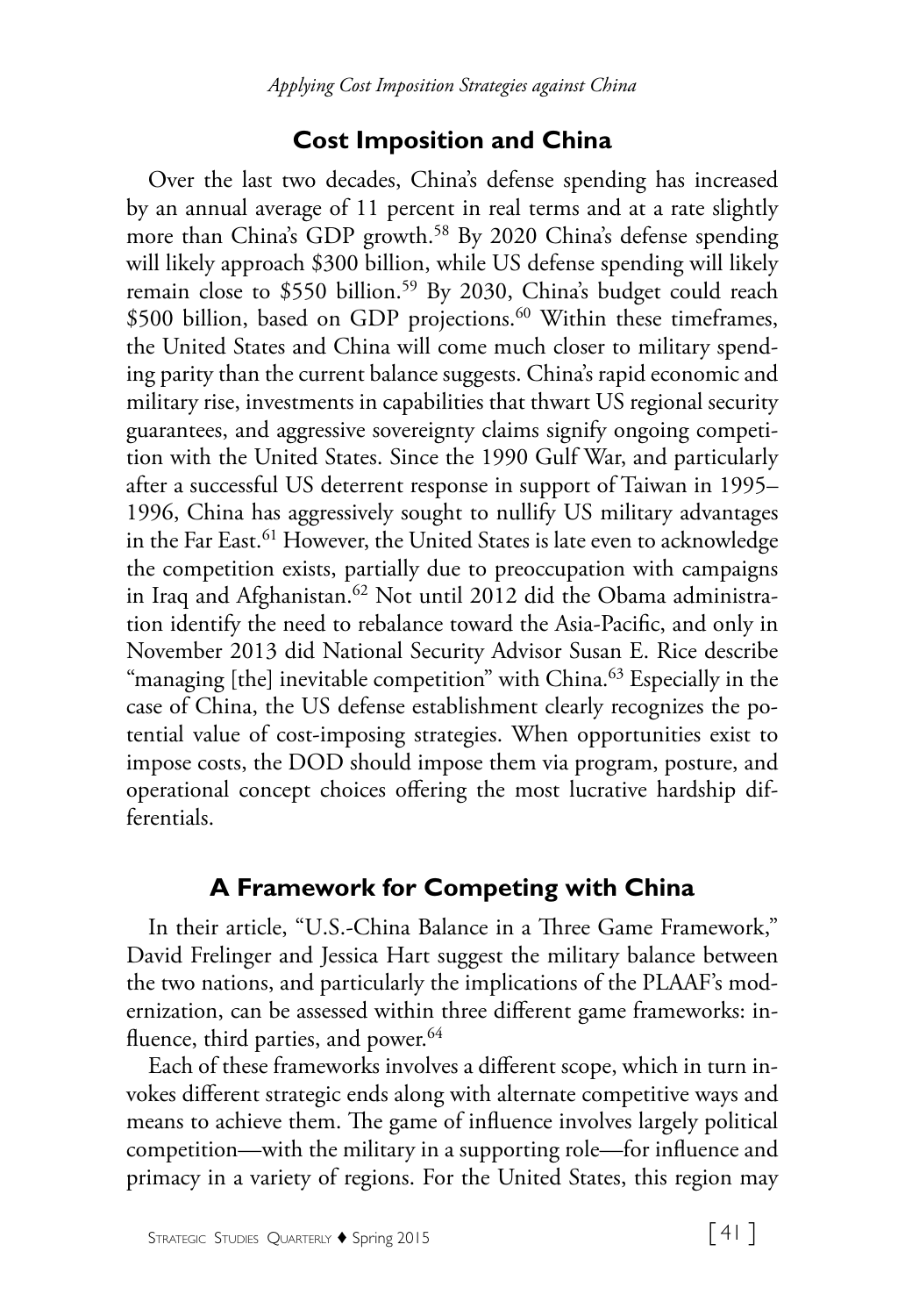## Cost Imposition and China

Over the last two decades, China's defense spending has increased by an annual average of 11 percent in real terms and at a rate slightly more than China's GDP growth.[58] By 2020 China's defense spending will likely approach $300 billion, while US defense spending will likely remain close to $550 billion.[59] By 2030, China's budget could reach $500 billion, based on GDP projections.[60] Within these timeframes, the United States and China will come much closer to military spending parity than the current balance suggests. China's rapid economic and military rise, investments in capabilities that thwart US regional security guarantees, and aggressive sovereignty claims signify ongoing competition with the United States. Since the 1990 Gulf War, and particularly after a successful US deterrent response in support of Taiwan in 1995–1996, China has aggressively sought to nullify US military advantages in the Far East.[61] However, the United States is late even to acknowledge the competition exists, partially due to preoccupation with campaigns in Iraq and Afghanistan.[62] Not until 2012 did the Obama administration identify the need to rebalance toward the Asia-Pacific, and only in November 2013 did National Security Advisor Susan E. Rice describe "managing [the] inevitable competition" with China.[63] Especially in the case of China, the US defense establishment clearly recognizes the potential value of cost-imposing strategies. When opportunities exist to impose costs, the DOD should impose them via program, posture, and operational concept choices offering the most lucrative hardship differentials.

## A Framework for Competing with China

In their article, "U.S.-China Balance in a Three Game Framework," David Frelinger and Jessica Hart suggest the military balance between the two nations, and particularly the implications of the PLAAF's modernization, can be assessed within three different game frameworks: influence, third parties, and power.[64]

Each of these frameworks involves a different scope, which in turn invokes different strategic ends along with alternate competitive ways and means to achieve them. The game of influence involves largely political competition—with the military in a supporting role—for influence and primacy in a variety of regions. For the United States, this region may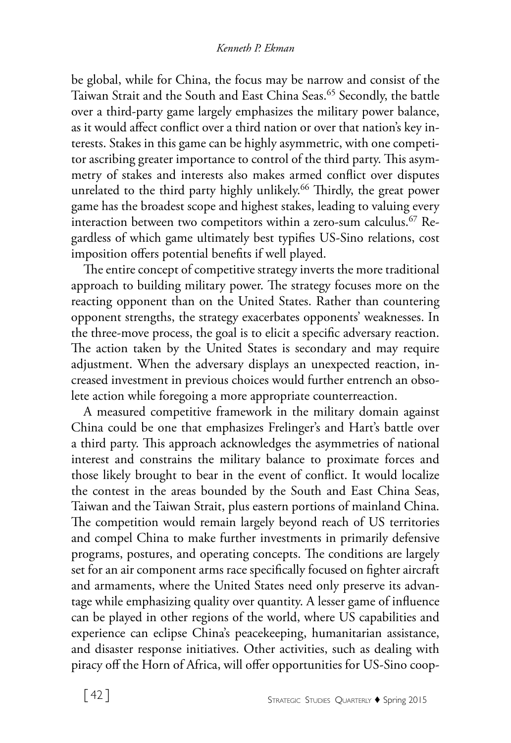be global, while for China, the focus may be narrow and consist of the Taiwan Strait and the South and East China Seas.[65] Secondly, the battle over a third-party game largely emphasizes the military power balance, as it would affect conflict over a third nation or over that nation's key interests. Stakes in this game can be highly asymmetric, with one competitor ascribing greater importance to control of the third party. This asymmetry of stakes and interests also makes armed conflict over disputes unrelated to the third party highly unlikely.[66] Thirdly, the great power game has the broadest scope and highest stakes, leading to valuing every interaction between two competitors within a zero-sum calculus.[67] Regardless of which game ultimately best typifies US-Sino relations, cost imposition offers potential benefits if well played.

The entire concept of competitive strategy inverts the more traditional approach to building military power. The strategy focuses more on the reacting opponent than on the United States. Rather than countering opponent strengths, the strategy exacerbates opponents' weaknesses. In the three-move process, the goal is to elicit a specific adversary reaction. The action taken by the United States is secondary and may require adjustment. When the adversary displays an unexpected reaction, increased investment in previous choices would further entrench an obsolete action while foregoing a more appropriate counterreaction.

A measured competitive framework in the military domain against China could be one that emphasizes Frelinger's and Hart's battle over a third party. This approach acknowledges the asymmetries of national interest and constrains the military balance to proximate forces and those likely brought to bear in the event of conflict. It would localize the contest in the areas bounded by the South and East China Seas, Taiwan and the Taiwan Strait, plus eastern portions of mainland China. The competition would remain largely beyond reach of US territories and compel China to make further investments in primarily defensive programs, postures, and operating concepts. The conditions are largely set for an air component arms race specifically focused on fighter aircraft and armaments, where the United States need only preserve its advantage while emphasizing quality over quantity. A lesser game of influence can be played in other regions of the world, where US capabilities and experience can eclipse China's peacekeeping, humanitarian assistance, and disaster response initiatives. Other activities, such as dealing with piracy off the Horn of Africa, will offer opportunities for US-Sino coop-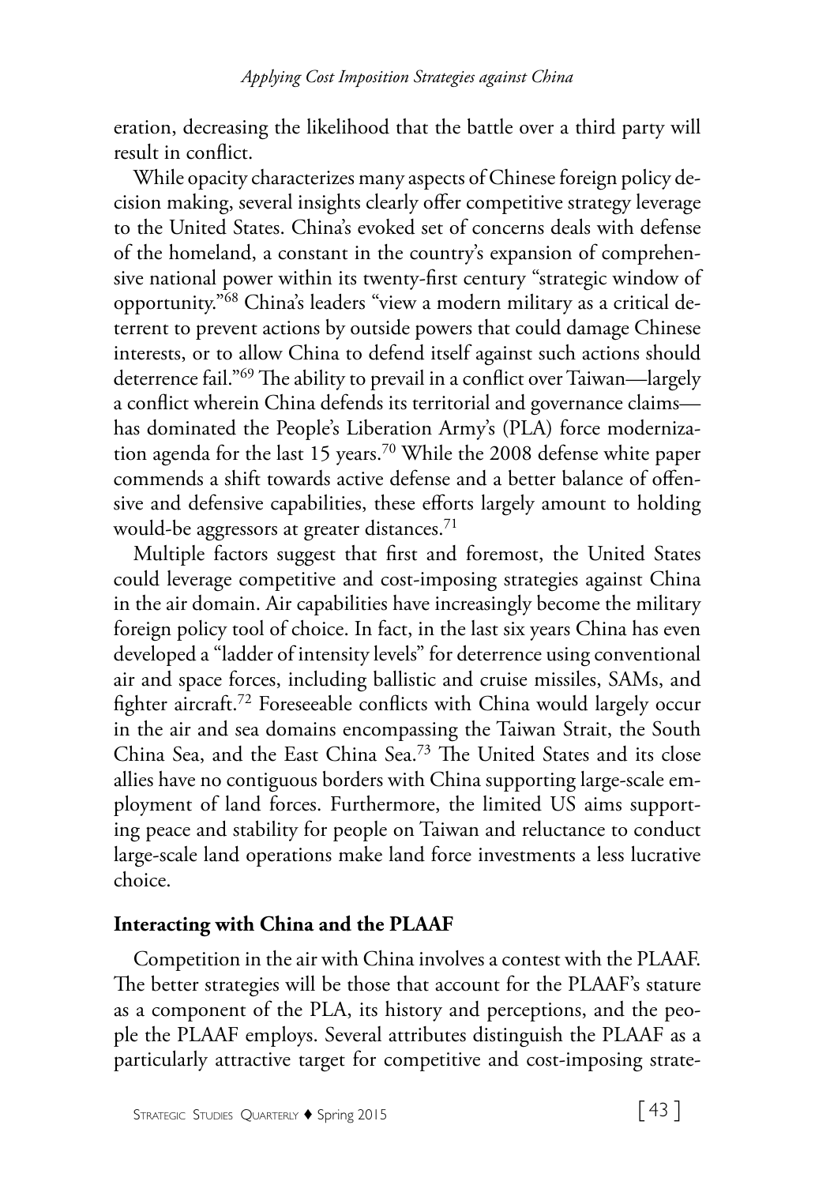eration, decreasing the likelihood that the battle over a third party will result in conflict.

While opacity characterizes many aspects of Chinese foreign policy decision making, several insights clearly offer competitive strategy leverage to the United States. China's evoked set of concerns deals with defense of the homeland, a constant in the country's expansion of comprehensive national power within its twenty-first century "strategic window of opportunity."[68] China's leaders "view a modern military as a critical deterrent to prevent actions by outside powers that could damage Chinese interests, or to allow China to defend itself against such actions should deterrence fail."[69] The ability to prevail in a conflict over Taiwan—largely a conflict wherein China defends its territorial and governance claims—has dominated the People's Liberation Army's (PLA) force modernization agenda for the last 15 years.[70] While the 2008 defense white paper commends a shift towards active defense and a better balance of offensive and defensive capabilities, these efforts largely amount to holding would-be aggressors at greater distances.[71]

Multiple factors suggest that first and foremost, the United States could leverage competitive and cost-imposing strategies against China in the air domain. Air capabilities have increasingly become the military foreign policy tool of choice. In fact, in the last six years China has even developed a "ladder of intensity levels" for deterrence using conventional air and space forces, including ballistic and cruise missiles, SAMs, and fighter aircraft.[72] Foreseeable conflicts with China would largely occur in the air and sea domains encompassing the Taiwan Strait, the South China Sea, and the East China Sea.[73] The United States and its close allies have no contiguous borders with China supporting large-scale employment of land forces. Furthermore, the limited US aims supporting peace and stability for people on Taiwan and reluctance to conduct large-scale land operations make land force investments a less lucrative choice.

### Interacting with China and the PLAAF

Competition in the air with China involves a contest with the PLAAF. The better strategies will be those that account for the PLAAF's stature as a component of the PLA, its history and perceptions, and the people the PLAAF employs. Several attributes distinguish the PLAAF as a particularly attractive target for competitive and cost-imposing strate-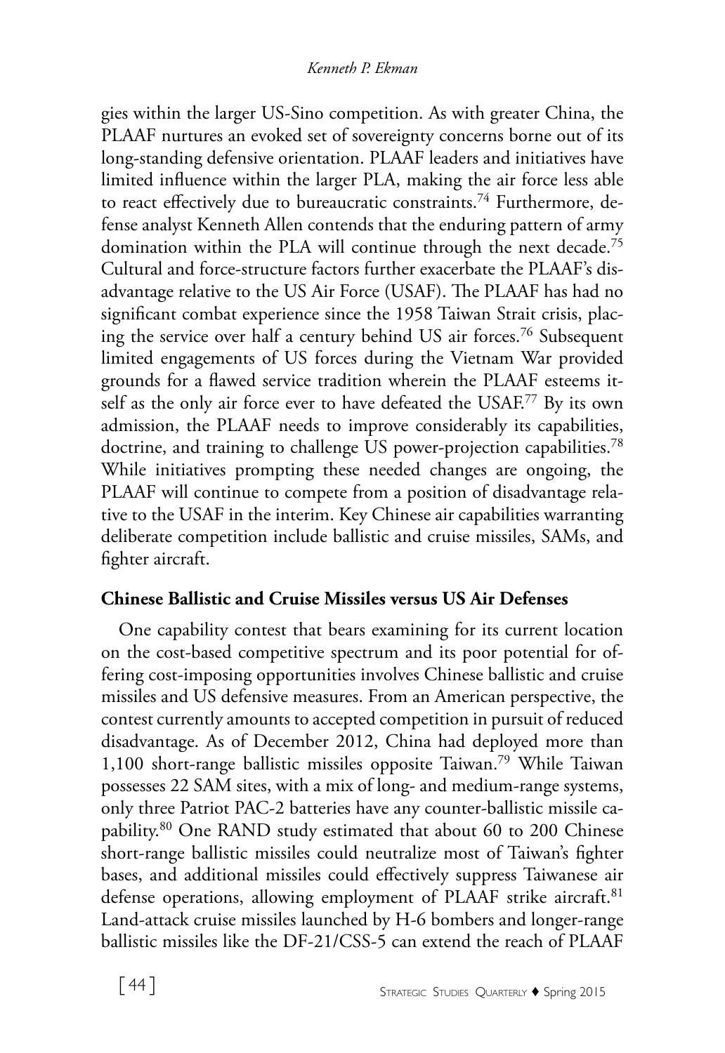gies within the larger US-Sino competition. As with greater China, the PLAAF nurtures an evoked set of sovereignty concerns borne out of its long-standing defensive orientation. PLAAF leaders and initiatives have limited influence within the larger PLA, making the air force less able to react effectively due to bureaucratic constraints.[74] Furthermore, defense analyst Kenneth Allen contends that the enduring pattern of army domination within the PLA will continue through the next decade.[75] Cultural and force-structure factors further exacerbate the PLAAF's disadvantage relative to the US Air Force (USAF). The PLAAF has had no significant combat experience since the 1958 Taiwan Strait crisis, placing the service over half a century behind US air forces.[76] Subsequent limited engagements of US forces during the Vietnam War provided grounds for a flawed service tradition wherein the PLAAF esteems itself as the only air force ever to have defeated the USAF.[77] By its own admission, the PLAAF needs to improve considerably its capabilities, doctrine, and training to challenge US power-projection capabilities.[78] While initiatives prompting these needed changes are ongoing, the PLAAF will continue to compete from a position of disadvantage relative to the USAF in the interim. Key Chinese air capabilities warranting deliberate competition include ballistic and cruise missiles, SAMs, and fighter aircraft.

### Chinese Ballistic and Cruise Missiles versus US Air Defenses

One capability contest that bears examining for its current location on the cost-based competitive spectrum and its poor potential for offering cost-imposing opportunities involves Chinese ballistic and cruise missiles and US defensive measures. From an American perspective, the contest currently amounts to accepted competition in pursuit of reduced disadvantage. As of December 2012, China had deployed more than 1,100 short-range ballistic missiles opposite Taiwan.[79] While Taiwan possesses 22 SAM sites, with a mix of long- and medium-range systems, only three Patriot PAC-2 batteries have any counter-ballistic missile capability.[80] One RAND study estimated that about 60 to 200 Chinese short-range ballistic missiles could neutralize most of Taiwan's fighter bases, and additional missiles could effectively suppress Taiwanese air defense operations, allowing employment of PLAAF strike aircraft.[81] Land-attack cruise missiles launched by H-6 bombers and longer-range ballistic missiles like the DF-21/CSS-5 can extend the reach of PLAAF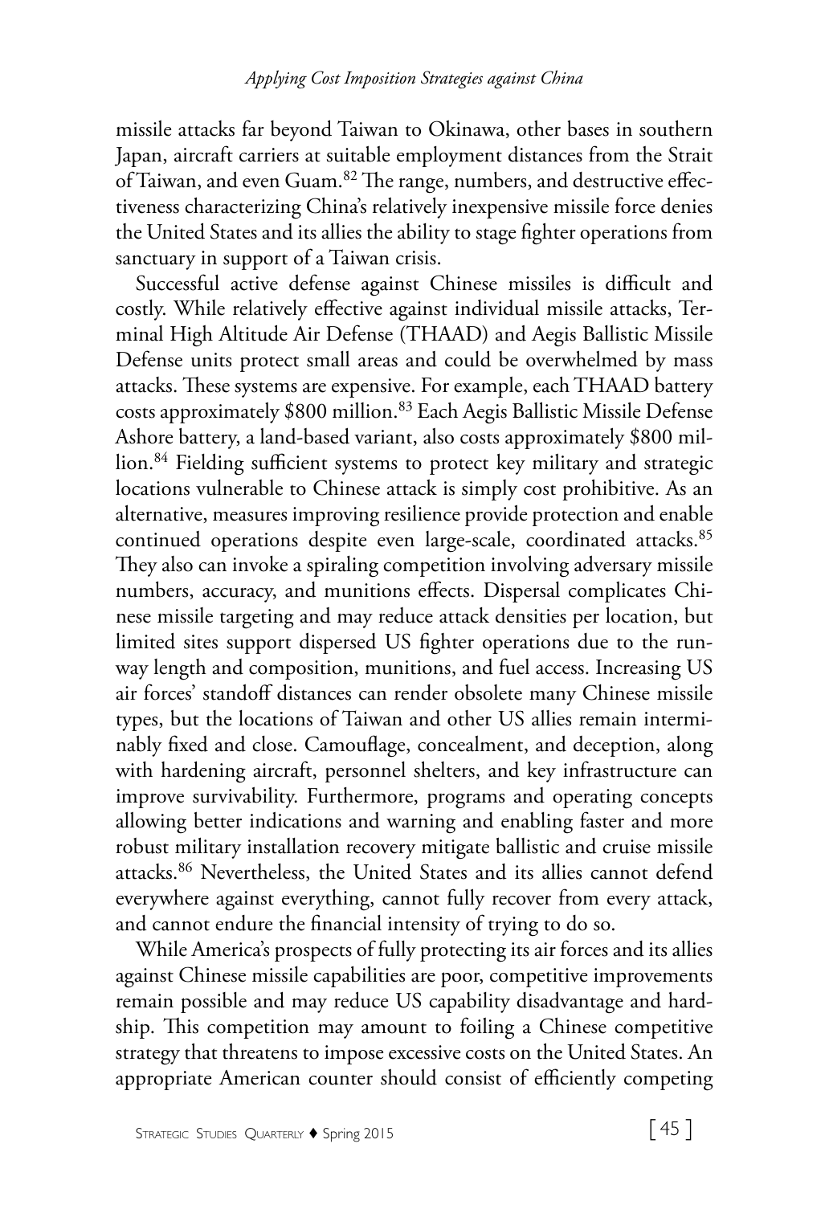missile attacks far beyond Taiwan to Okinawa, other bases in southern Japan, aircraft carriers at suitable employment distances from the Strait of Taiwan, and even Guam.[82] The range, numbers, and destructive effectiveness characterizing China's relatively inexpensive missile force denies the United States and its allies the ability to stage fighter operations from sanctuary in support of a Taiwan crisis.

Successful active defense against Chinese missiles is difficult and costly. While relatively effective against individual missile attacks, Terminal High Altitude Air Defense (THAAD) and Aegis Ballistic Missile Defense units protect small areas and could be overwhelmed by mass attacks. These systems are expensive. For example, each THAAD battery costs approximately $800 million.[83] Each Aegis Ballistic Missile Defense Ashore battery, a land-based variant, also costs approximately $800 million.[84] Fielding sufficient systems to protect key military and strategic locations vulnerable to Chinese attack is simply cost prohibitive. As an alternative, measures improving resilience provide protection and enable continued operations despite even large-scale, coordinated attacks.[85] They also can invoke a spiraling competition involving adversary missile numbers, accuracy, and munitions effects. Dispersal complicates Chinese missile targeting and may reduce attack densities per location, but limited sites support dispersed US fighter operations due to the runway length and composition, munitions, and fuel access. Increasing US air forces' standoff distances can render obsolete many Chinese missile types, but the locations of Taiwan and other US allies remain interminably fixed and close. Camouflage, concealment, and deception, along with hardening aircraft, personnel shelters, and key infrastructure can improve survivability. Furthermore, programs and operating concepts allowing better indications and warning and enabling faster and more robust military installation recovery mitigate ballistic and cruise missile attacks.[86] Nevertheless, the United States and its allies cannot defend everywhere against everything, cannot fully recover from every attack, and cannot endure the financial intensity of trying to do so.

While America's prospects of fully protecting its air forces and its allies against Chinese missile capabilities are poor, competitive improvements remain possible and may reduce US capability disadvantage and hardship. This competition may amount to foiling a Chinese competitive strategy that threatens to impose excessive costs on the United States. An appropriate American counter should consist of efficiently competing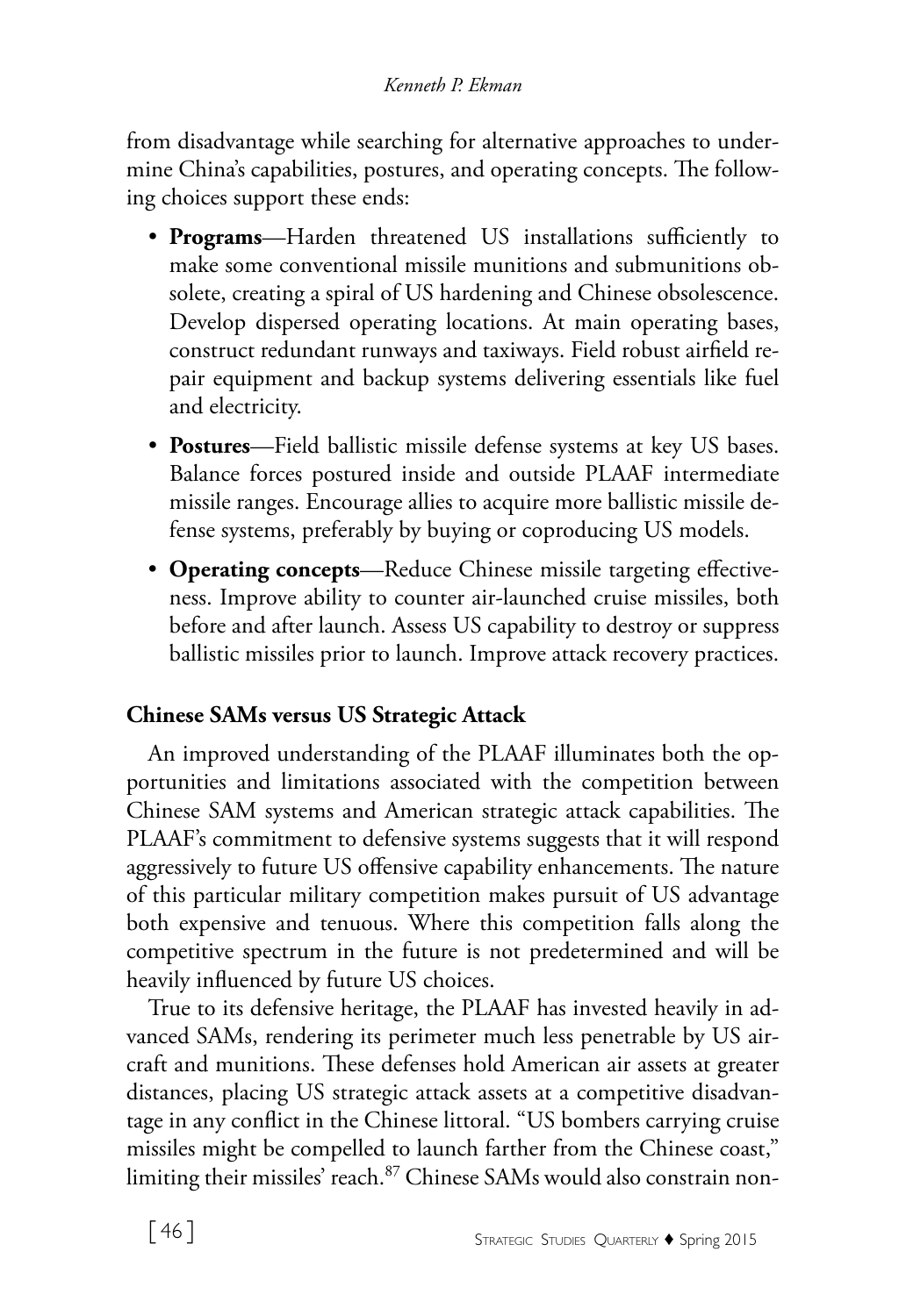from disadvantage while searching for alternative approaches to undermine China's capabilities, postures, and operating concepts. The following choices support these ends:

- **Programs**—Harden threatened US installations sufficiently to make some conventional missile munitions and submunitions obsolete, creating a spiral of US hardening and Chinese obsolescence. Develop dispersed operating locations. At main operating bases, construct redundant runways and taxiways. Field robust airfield repair equipment and backup systems delivering essentials like fuel and electricity.
- **Postures**—Field ballistic missile defense systems at key US bases. Balance forces postured inside and outside PLAAF intermediate missile ranges. Encourage allies to acquire more ballistic missile defense systems, preferably by buying or coproducing US models.
- **Operating concepts**—Reduce Chinese missile targeting effectiveness. Improve ability to counter air-launched cruise missiles, both before and after launch. Assess US capability to destroy or suppress ballistic missiles prior to launch. Improve attack recovery practices.

## Chinese SAMs versus US Strategic Attack

An improved understanding of the PLAAF illuminates both the opportunities and limitations associated with the competition between Chinese SAM systems and American strategic attack capabilities. The PLAAF's commitment to defensive systems suggests that it will respond aggressively to future US offensive capability enhancements. The nature of this particular military competition makes pursuit of US advantage both expensive and tenuous. Where this competition falls along the competitive spectrum in the future is not predetermined and will be heavily influenced by future US choices.

True to its defensive heritage, the PLAAF has invested heavily in advanced SAMs, rendering its perimeter much less penetrable by US aircraft and munitions. These defenses hold American air assets at greater distances, placing US strategic attack assets at a competitive disadvantage in any conflict in the Chinese littoral. "US bombers carrying cruise missiles might be compelled to launch farther from the Chinese coast," limiting their missiles' reach.[87] Chinese SAMs would also constrain non-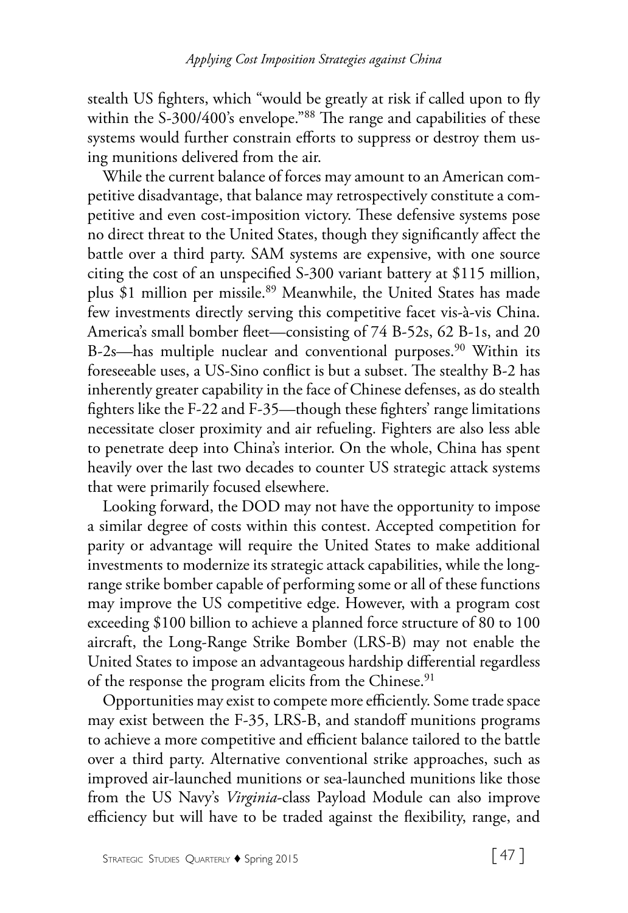stealth US fighters, which "would be greatly at risk if called upon to fly within the S-300/400's envelope."[88] The range and capabilities of these systems would further constrain efforts to suppress or destroy them using munitions delivered from the air.

While the current balance of forces may amount to an American competitive disadvantage, that balance may retrospectively constitute a competitive and even cost-imposition victory. These defensive systems pose no direct threat to the United States, though they significantly affect the battle over a third party. SAM systems are expensive, with one source citing the cost of an unspecified S-300 variant battery at $115 million, plus $1 million per missile.[89] Meanwhile, the United States has made few investments directly serving this competitive facet vis-à-vis China. America's small bomber fleet—consisting of 74 B-52s, 62 B-1s, and 20 B-2s—has multiple nuclear and conventional purposes.[90] Within its foreseeable uses, a US-Sino conflict is but a subset. The stealthy B-2 has inherently greater capability in the face of Chinese defenses, as do stealth fighters like the F-22 and F-35—though these fighters' range limitations necessitate closer proximity and air refueling. Fighters are also less able to penetrate deep into China's interior. On the whole, China has spent heavily over the last two decades to counter US strategic attack systems that were primarily focused elsewhere.

Looking forward, the DOD may not have the opportunity to impose a similar degree of costs within this contest. Accepted competition for parity or advantage will require the United States to make additional investments to modernize its strategic attack capabilities, while the long-range strike bomber capable of performing some or all of these functions may improve the US competitive edge. However, with a program cost exceeding $100 billion to achieve a planned force structure of 80 to 100 aircraft, the Long-Range Strike Bomber (LRS-B) may not enable the United States to impose an advantageous hardship differential regardless of the response the program elicits from the Chinese.[91]

Opportunities may exist to compete more efficiently. Some trade space may exist between the F-35, LRS-B, and standoff munitions programs to achieve a more competitive and efficient balance tailored to the battle over a third party. Alternative conventional strike approaches, such as improved air-launched munitions or sea-launched munitions like those from the US Navy's *Virginia*-class Payload Module can also improve efficiency but will have to be traded against the flexibility, range, and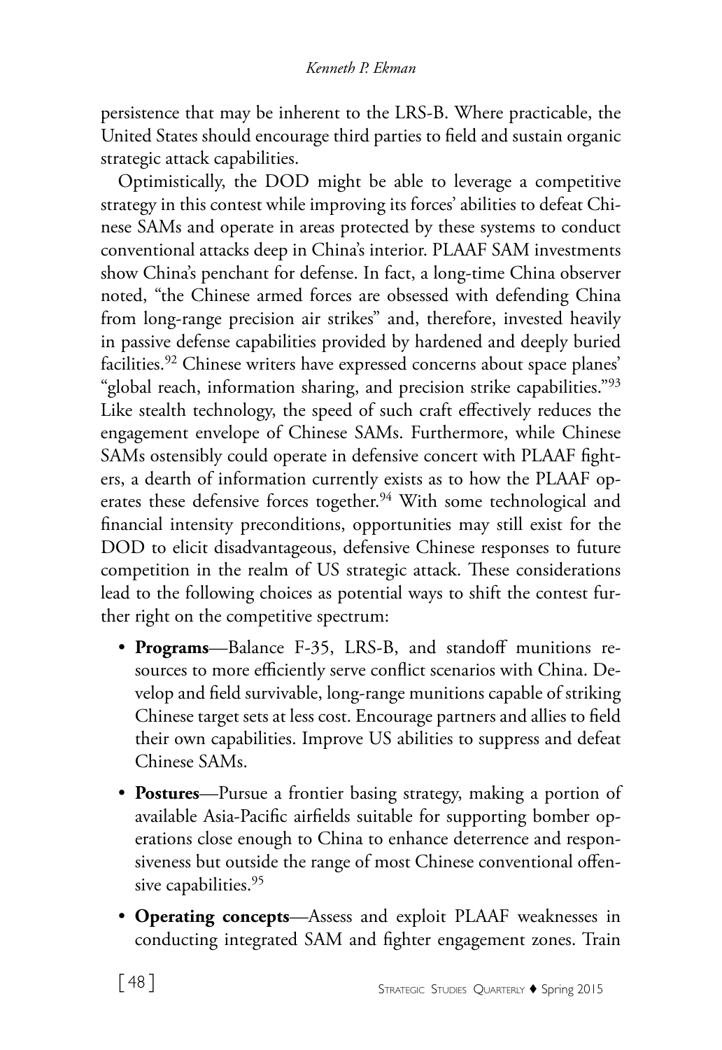persistence that may be inherent to the LRS-B. Where practicable, the United States should encourage third parties to field and sustain organic strategic attack capabilities.

Optimistically, the DOD might be able to leverage a competitive strategy in this contest while improving its forces' abilities to defeat Chinese SAMs and operate in areas protected by these systems to conduct conventional attacks deep in China's interior. PLAAF SAM investments show China's penchant for defense. In fact, a long-time China observer noted, "the Chinese armed forces are obsessed with defending China from long-range precision air strikes" and, therefore, invested heavily in passive defense capabilities provided by hardened and deeply buried facilities.[92] Chinese writers have expressed concerns about space planes' "global reach, information sharing, and precision strike capabilities."[93] Like stealth technology, the speed of such craft effectively reduces the engagement envelope of Chinese SAMs. Furthermore, while Chinese SAMs ostensibly could operate in defensive concert with PLAAF fighters, a dearth of information currently exists as to how the PLAAF operates these defensive forces together.[94] With some technological and financial intensity preconditions, opportunities may still exist for the DOD to elicit disadvantageous, defensive Chinese responses to future competition in the realm of US strategic attack. These considerations lead to the following choices as potential ways to shift the contest further right on the competitive spectrum:

- **Programs**—Balance F-35, LRS-B, and standoff munitions resources to more efficiently serve conflict scenarios with China. Develop and field survivable, long-range munitions capable of striking Chinese target sets at less cost. Encourage partners and allies to field their own capabilities. Improve US abilities to suppress and defeat Chinese SAMs.
- **Postures**—Pursue a frontier basing strategy, making a portion of available Asia-Pacific airfields suitable for supporting bomber operations close enough to China to enhance deterrence and responsiveness but outside the range of most Chinese conventional offensive capabilities.[95]
- **Operating concepts**—Assess and exploit PLAAF weaknesses in conducting integrated SAM and fighter engagement zones. Train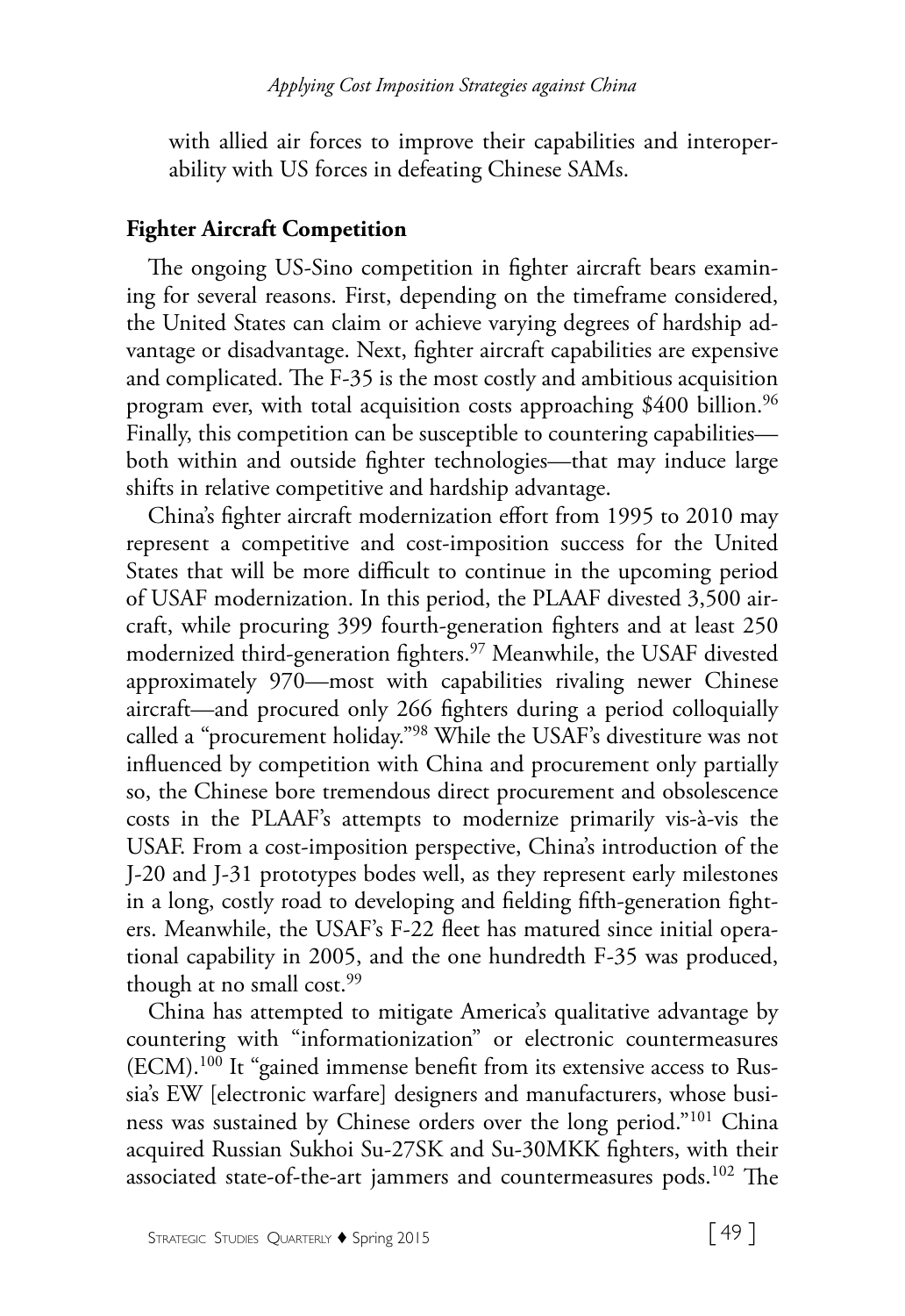with allied air forces to improve their capabilities and interoperability with US forces in defeating Chinese SAMs.

**Fighter Aircraft Competition**

The ongoing US-Sino competition in fighter aircraft bears examining for several reasons. First, depending on the timeframe considered, the United States can claim or achieve varying degrees of hardship advantage or disadvantage. Next, fighter aircraft capabilities are expensive and complicated. The F-35 is the most costly and ambitious acquisition program ever, with total acquisition costs approaching $400 billion.[96] Finally, this competition can be susceptible to countering capabilities—both within and outside fighter technologies—that may induce large shifts in relative competitive and hardship advantage.

China's fighter aircraft modernization effort from 1995 to 2010 may represent a competitive and cost-imposition success for the United States that will be more difficult to continue in the upcoming period of USAF modernization. In this period, the PLAAF divested 3,500 aircraft, while procuring 399 fourth-generation fighters and at least 250 modernized third-generation fighters.[97] Meanwhile, the USAF divested approximately 970—most with capabilities rivaling newer Chinese aircraft—and procured only 266 fighters during a period colloquially called a "procurement holiday."[98] While the USAF's divestiture was not influenced by competition with China and procurement only partially so, the Chinese bore tremendous direct procurement and obsolescence costs in the PLAAF's attempts to modernize primarily vis-à-vis the USAF. From a cost-imposition perspective, China's introduction of the J-20 and J-31 prototypes bodes well, as they represent early milestones in a long, costly road to developing and fielding fifth-generation fighters. Meanwhile, the USAF's F-22 fleet has matured since initial operational capability in 2005, and the one hundredth F-35 was produced, though at no small cost.[99]

China has attempted to mitigate America's qualitative advantage by countering with "informationization" or electronic countermeasures (ECM).[100] It "gained immense benefit from its extensive access to Russia's EW [electronic warfare] designers and manufacturers, whose business was sustained by Chinese orders over the long period."[101] China acquired Russian Sukhoi Su-27SK and Su-30MKK fighters, with their associated state-of-the-art jammers and countermeasures pods.[102] The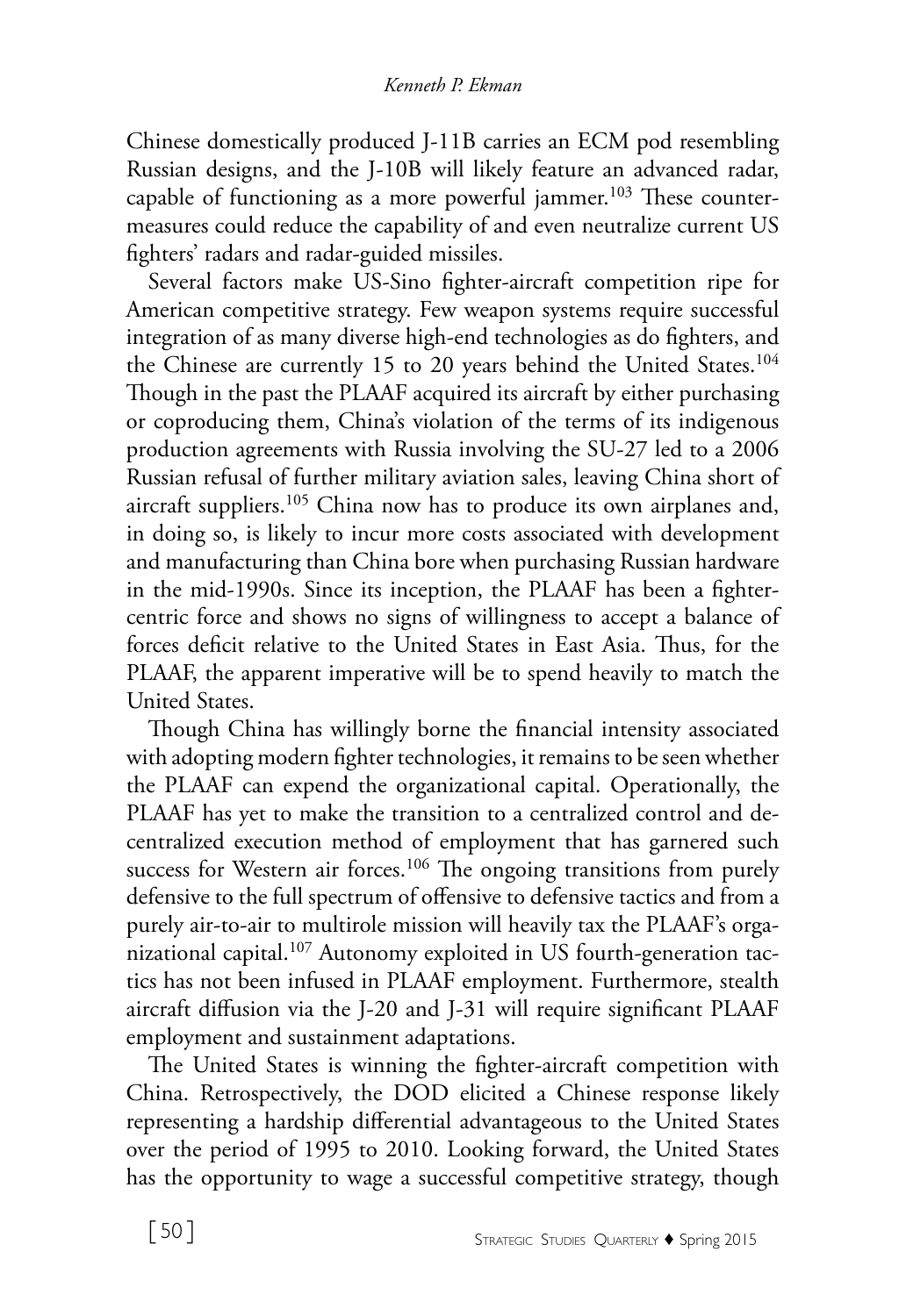Chinese domestically produced J-11B carries an ECM pod resembling Russian designs, and the J-10B will likely feature an advanced radar, capable of functioning as a more powerful jammer.[103] These countermeasures could reduce the capability of and even neutralize current US fighters' radars and radar-guided missiles.

Several factors make US-Sino fighter-aircraft competition ripe for American competitive strategy. Few weapon systems require successful integration of as many diverse high-end technologies as do fighters, and the Chinese are currently 15 to 20 years behind the United States.[104] Though in the past the PLAAF acquired its aircraft by either purchasing or coproducing them, China's violation of the terms of its indigenous production agreements with Russia involving the SU-27 led to a 2006 Russian refusal of further military aviation sales, leaving China short of aircraft suppliers.[105] China now has to produce its own airplanes and, in doing so, is likely to incur more costs associated with development and manufacturing than China bore when purchasing Russian hardware in the mid-1990s. Since its inception, the PLAAF has been a fighter-centric force and shows no signs of willingness to accept a balance of forces deficit relative to the United States in East Asia. Thus, for the PLAAF, the apparent imperative will be to spend heavily to match the United States.

Though China has willingly borne the financial intensity associated with adopting modern fighter technologies, it remains to be seen whether the PLAAF can expend the organizational capital. Operationally, the PLAAF has yet to make the transition to a centralized control and decentralized execution method of employment that has garnered such success for Western air forces.[106] The ongoing transitions from purely defensive to the full spectrum of offensive to defensive tactics and from a purely air-to-air to multirole mission will heavily tax the PLAAF's organizational capital.[107] Autonomy exploited in US fourth-generation tactics has not been infused in PLAAF employment. Furthermore, stealth aircraft diffusion via the J-20 and J-31 will require significant PLAAF employment and sustainment adaptations.

The United States is winning the fighter-aircraft competition with China. Retrospectively, the DOD elicited a Chinese response likely representing a hardship differential advantageous to the United States over the period of 1995 to 2010. Looking forward, the United States has the opportunity to wage a successful competitive strategy, though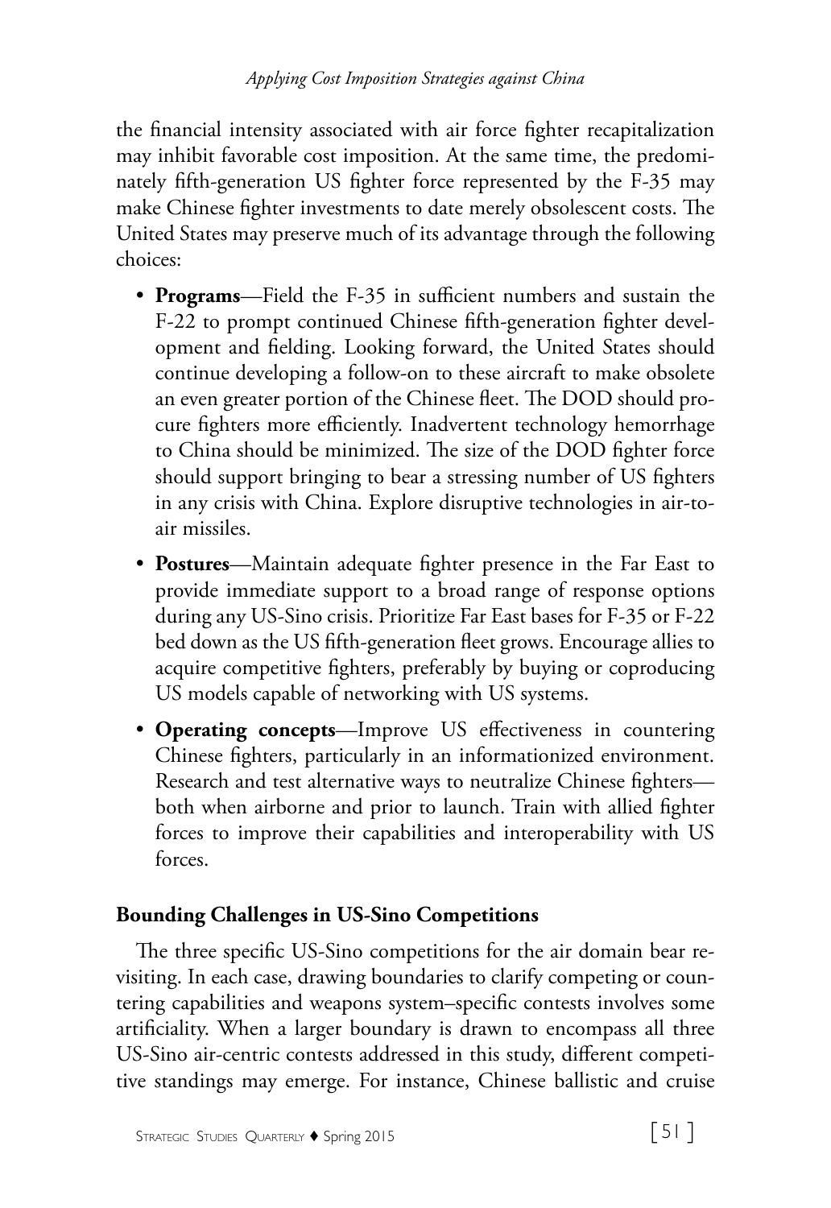the financial intensity associated with air force fighter recapitalization may inhibit favorable cost imposition. At the same time, the predominately fifth-generation US fighter force represented by the F-35 may make Chinese fighter investments to date merely obsolescent costs. The United States may preserve much of its advantage through the following choices:

- **Programs**—Field the F-35 in sufficient numbers and sustain the F-22 to prompt continued Chinese fifth-generation fighter development and fielding. Looking forward, the United States should continue developing a follow-on to these aircraft to make obsolete an even greater portion of the Chinese fleet. The DOD should procure fighters more efficiently. Inadvertent technology hemorrhage to China should be minimized. The size of the DOD fighter force should support bringing to bear a stressing number of US fighters in any crisis with China. Explore disruptive technologies in air-to-air missiles.
- **Postures**—Maintain adequate fighter presence in the Far East to provide immediate support to a broad range of response options during any US-Sino crisis. Prioritize Far East bases for F-35 or F-22 bed down as the US fifth-generation fleet grows. Encourage allies to acquire competitive fighters, preferably by buying or coproducing US models capable of networking with US systems.
- **Operating concepts**—Improve US effectiveness in countering Chinese fighters, particularly in an informationized environment. Research and test alternative ways to neutralize Chinese fighters—both when airborne and prior to launch. Train with allied fighter forces to improve their capabilities and interoperability with US forces.

## Bounding Challenges in US-Sino Competitions

The three specific US-Sino competitions for the air domain bear revisiting. In each case, drawing boundaries to clarify competing or countering capabilities and weapons system–specific contests involves some artificiality. When a larger boundary is drawn to encompass all three US-Sino air-centric contests addressed in this study, different competitive standings may emerge. For instance, Chinese ballistic and cruise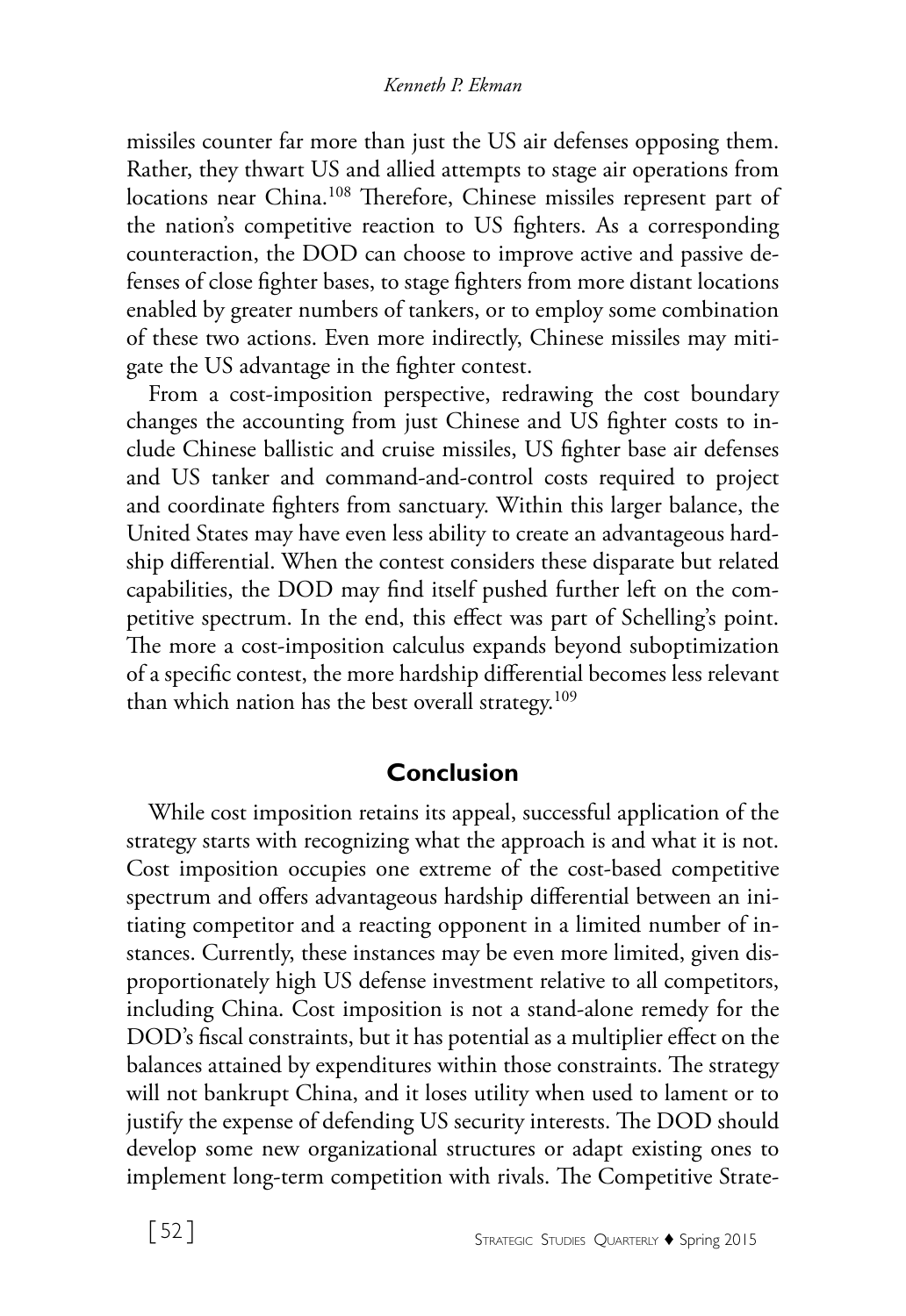missiles counter far more than just the US air defenses opposing them. Rather, they thwart US and allied attempts to stage air operations from locations near China.[108] Therefore, Chinese missiles represent part of the nation's competitive reaction to US fighters. As a corresponding counteraction, the DOD can choose to improve active and passive defenses of close fighter bases, to stage fighters from more distant locations enabled by greater numbers of tankers, or to employ some combination of these two actions. Even more indirectly, Chinese missiles may mitigate the US advantage in the fighter contest.

From a cost-imposition perspective, redrawing the cost boundary changes the accounting from just Chinese and US fighter costs to include Chinese ballistic and cruise missiles, US fighter base air defenses and US tanker and command-and-control costs required to project and coordinate fighters from sanctuary. Within this larger balance, the United States may have even less ability to create an advantageous hardship differential. When the contest considers these disparate but related capabilities, the DOD may find itself pushed further left on the competitive spectrum. In the end, this effect was part of Schelling's point. The more a cost-imposition calculus expands beyond suboptimization of a specific contest, the more hardship differential becomes less relevant than which nation has the best overall strategy.[109]

## Conclusion

While cost imposition retains its appeal, successful application of the strategy starts with recognizing what the approach is and what it is not. Cost imposition occupies one extreme of the cost-based competitive spectrum and offers advantageous hardship differential between an initiating competitor and a reacting opponent in a limited number of instances. Currently, these instances may be even more limited, given disproportionately high US defense investment relative to all competitors, including China. Cost imposition is not a stand-alone remedy for the DOD's fiscal constraints, but it has potential as a multiplier effect on the balances attained by expenditures within those constraints. The strategy will not bankrupt China, and it loses utility when used to lament or to justify the expense of defending US security interests. The DOD should develop some new organizational structures or adapt existing ones to implement long-term competition with rivals. The Competitive Strate-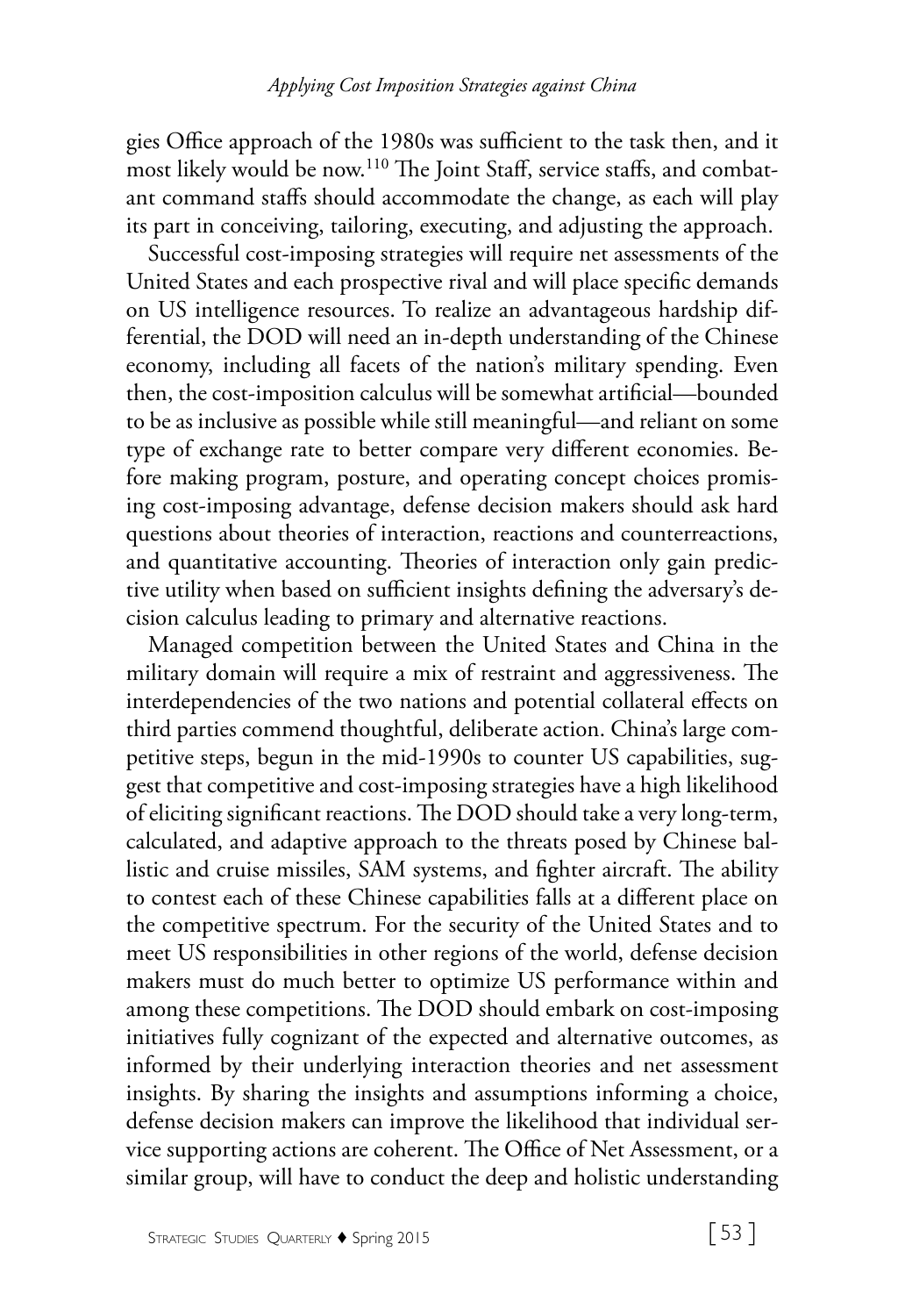gies Office approach of the 1980s was sufficient to the task then, and it most likely would be now.[110] The Joint Staff, service staffs, and combatant command staffs should accommodate the change, as each will play its part in conceiving, tailoring, executing, and adjusting the approach.

Successful cost-imposing strategies will require net assessments of the United States and each prospective rival and will place specific demands on US intelligence resources. To realize an advantageous hardship differential, the DOD will need an in-depth understanding of the Chinese economy, including all facets of the nation's military spending. Even then, the cost-imposition calculus will be somewhat artificial—bounded to be as inclusive as possible while still meaningful—and reliant on some type of exchange rate to better compare very different economies. Before making program, posture, and operating concept choices promising cost-imposing advantage, defense decision makers should ask hard questions about theories of interaction, reactions and counterreactions, and quantitative accounting. Theories of interaction only gain predictive utility when based on sufficient insights defining the adversary's decision calculus leading to primary and alternative reactions.

Managed competition between the United States and China in the military domain will require a mix of restraint and aggressiveness. The interdependencies of the two nations and potential collateral effects on third parties commend thoughtful, deliberate action. China's large competitive steps, begun in the mid-1990s to counter US capabilities, suggest that competitive and cost-imposing strategies have a high likelihood of eliciting significant reactions. The DOD should take a very long-term, calculated, and adaptive approach to the threats posed by Chinese ballistic and cruise missiles, SAM systems, and fighter aircraft. The ability to contest each of these Chinese capabilities falls at a different place on the competitive spectrum. For the security of the United States and to meet US responsibilities in other regions of the world, defense decision makers must do much better to optimize US performance within and among these competitions. The DOD should embark on cost-imposing initiatives fully cognizant of the expected and alternative outcomes, as informed by their underlying interaction theories and net assessment insights. By sharing the insights and assumptions informing a choice, defense decision makers can improve the likelihood that individual service supporting actions are coherent. The Office of Net Assessment, or a similar group, will have to conduct the deep and holistic understanding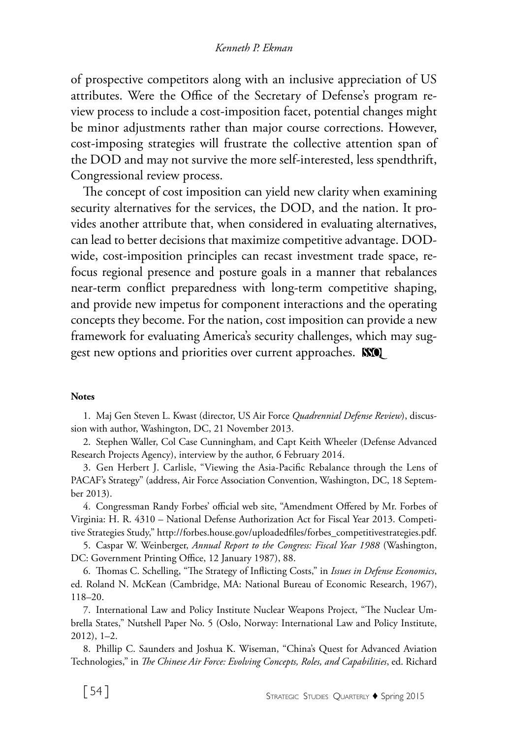of prospective competitors along with an inclusive appreciation of US attributes. Were the Office of the Secretary of Defense's program review process to include a cost-imposition facet, potential changes might be minor adjustments rather than major course corrections. However, cost-imposing strategies will frustrate the collective attention span of the DOD and may not survive the more self-interested, less spendthrift, Congressional review process.

The concept of cost imposition can yield new clarity when examining security alternatives for the services, the DOD, and the nation. It provides another attribute that, when considered in evaluating alternatives, can lead to better decisions that maximize competitive advantage. DOD-wide, cost-imposition principles can recast investment trade space, refocus regional presence and posture goals in a manner that rebalances near-term conflict preparedness with long-term competitive shaping, and provide new impetus for component interactions and the operating concepts they become. For the nation, cost imposition can provide a new framework for evaluating America's security challenges, which may suggest new options and priorities over current approaches.

**Notes**

1. Maj Gen Steven L. Kwast (director, US Air Force *Quadrennial Defense Review*), discussion with author, Washington, DC, 21 November 2013.

2. Stephen Waller, Col Case Cunningham, and Capt Keith Wheeler (Defense Advanced Research Projects Agency), interview by the author, 6 February 2014.

3. Gen Herbert J. Carlisle, "Viewing the Asia-Pacific Rebalance through the Lens of PACAF's Strategy" (address, Air Force Association Convention, Washington, DC, 18 September 2013).

4. Congressman Randy Forbes' official web site, "Amendment Offered by Mr. Forbes of Virginia: H. R. 4310 – National Defense Authorization Act for Fiscal Year 2013. Competitive Strategies Study," http://forbes.house.gov/uploadedfiles/forbes_competitivestrategies.pdf.

5. Caspar W. Weinberger, *Annual Report to the Congress: Fiscal Year 1988* (Washington, DC: Government Printing Office, 12 January 1987), 88.

6. Thomas C. Schelling, "The Strategy of Inflicting Costs," in *Issues in Defense Economics*, ed. Roland N. McKean (Cambridge, MA: National Bureau of Economic Research, 1967), 118–20.

7. International Law and Policy Institute Nuclear Weapons Project, "The Nuclear Umbrella States," Nutshell Paper No. 5 (Oslo, Norway: International Law and Policy Institute, 2012), 1–2.

8. Phillip C. Saunders and Joshua K. Wiseman, "China's Quest for Advanced Aviation Technologies," in *The Chinese Air Force: Evolving Concepts, Roles, and Capabilities*, ed. Richard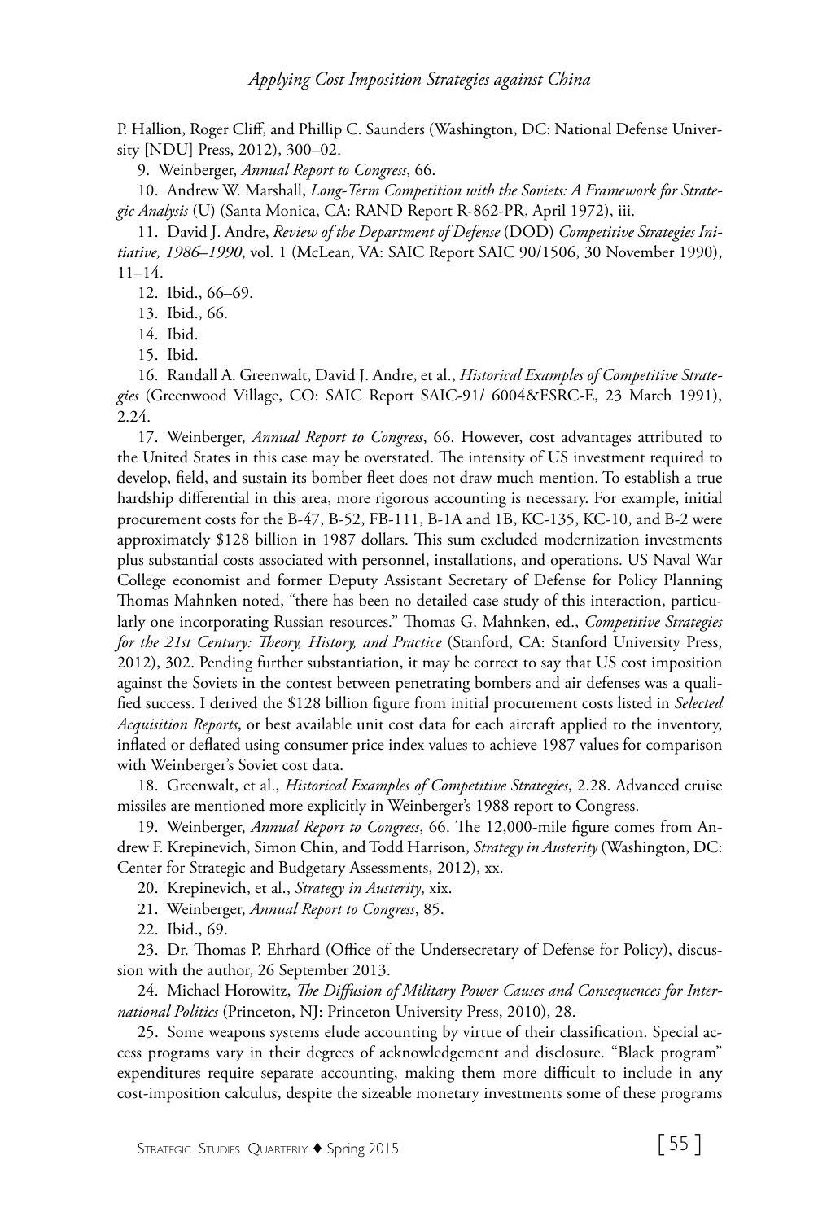P. Hallion, Roger Cliff, and Phillip C. Saunders (Washington, DC: National Defense University [NDU] Press, 2012), 300–02.

9. Weinberger, *Annual Report to Congress*, 66.

10. Andrew W. Marshall, *Long-Term Competition with the Soviets: A Framework for Strategic Analysis* (U) (Santa Monica, CA: RAND Report R-862-PR, April 1972), iii.

11. David J. Andre, *Review of the Department of Defense* (DOD) *Competitive Strategies Initiative, 1986–1990*, vol. 1 (McLean, VA: SAIC Report SAIC 90/1506, 30 November 1990), 11–14.

12. Ibid., 66–69.

13. Ibid., 66.

14. Ibid.

15. Ibid.

16. Randall A. Greenwalt, David J. Andre, et al., *Historical Examples of Competitive Strategies* (Greenwood Village, CO: SAIC Report SAIC-91/ 6004&FSRC-E, 23 March 1991), 2.24.

17. Weinberger, *Annual Report to Congress*, 66. However, cost advantages attributed to the United States in this case may be overstated. The intensity of US investment required to develop, field, and sustain its bomber fleet does not draw much mention. To establish a true hardship differential in this area, more rigorous accounting is necessary. For example, initial procurement costs for the B-47, B-52, FB-111, B-1A and 1B, KC-135, KC-10, and B-2 were approximately $128 billion in 1987 dollars. This sum excluded modernization investments plus substantial costs associated with personnel, installations, and operations. US Naval War College economist and former Deputy Assistant Secretary of Defense for Policy Planning Thomas Mahnken noted, "there has been no detailed case study of this interaction, particularly one incorporating Russian resources." Thomas G. Mahnken, ed., *Competitive Strategies for the 21st Century: Theory, History, and Practice* (Stanford, CA: Stanford University Press, 2012), 302. Pending further substantiation, it may be correct to say that US cost imposition against the Soviets in the contest between penetrating bombers and air defenses was a qualified success. I derived the $128 billion figure from initial procurement costs listed in *Selected Acquisition Reports*, or best available unit cost data for each aircraft applied to the inventory, inflated or deflated using consumer price index values to achieve 1987 values for comparison with Weinberger's Soviet cost data.

18. Greenwalt, et al., *Historical Examples of Competitive Strategies*, 2.28. Advanced cruise missiles are mentioned more explicitly in Weinberger's 1988 report to Congress.

19. Weinberger, *Annual Report to Congress*, 66. The 12,000-mile figure comes from Andrew F. Krepinevich, Simon Chin, and Todd Harrison, *Strategy in Austerity* (Washington, DC: Center for Strategic and Budgetary Assessments, 2012), xx.

20. Krepinevich, et al., *Strategy in Austerity*, xix.

21. Weinberger, *Annual Report to Congress*, 85.

22. Ibid., 69.

23. Dr. Thomas P. Ehrhard (Office of the Undersecretary of Defense for Policy), discussion with the author, 26 September 2013.

24. Michael Horowitz, *The Diffusion of Military Power Causes and Consequences for International Politics* (Princeton, NJ: Princeton University Press, 2010), 28.

25. Some weapons systems elude accounting by virtue of their classification. Special access programs vary in their degrees of acknowledgement and disclosure. "Black program" expenditures require separate accounting, making them more difficult to include in any cost-imposition calculus, despite the sizeable monetary investments some of these programs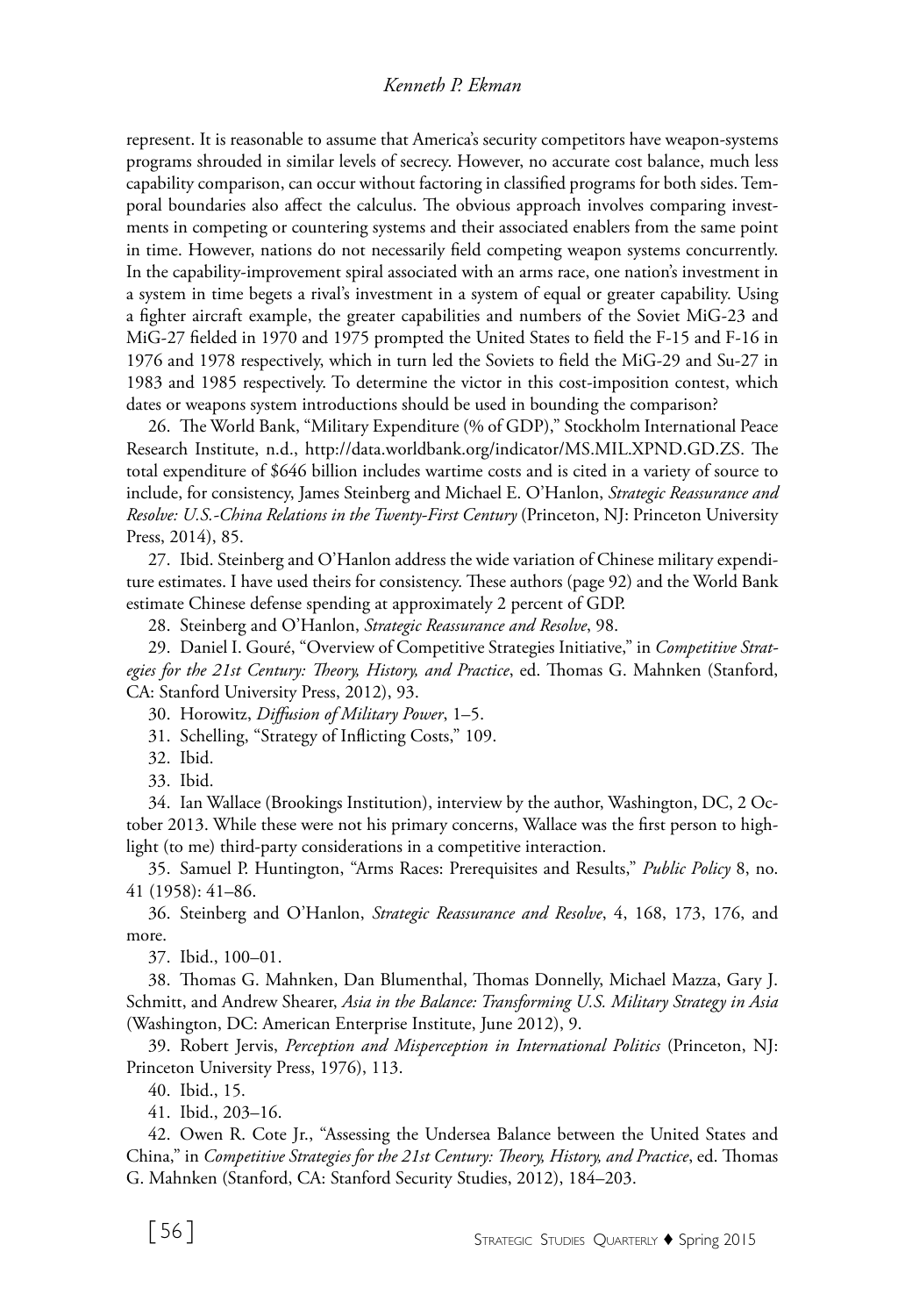represent. It is reasonable to assume that America's security competitors have weapon-systems programs shrouded in similar levels of secrecy. However, no accurate cost balance, much less capability comparison, can occur without factoring in classified programs for both sides. Temporal boundaries also affect the calculus. The obvious approach involves comparing investments in competing or countering systems and their associated enablers from the same point in time. However, nations do not necessarily field competing weapon systems concurrently. In the capability-improvement spiral associated with an arms race, one nation's investment in a system in time begets a rival's investment in a system of equal or greater capability. Using a fighter aircraft example, the greater capabilities and numbers of the Soviet MiG-23 and MiG-27 fielded in 1970 and 1975 prompted the United States to field the F-15 and F-16 in 1976 and 1978 respectively, which in turn led the Soviets to field the MiG-29 and Su-27 in 1983 and 1985 respectively. To determine the victor in this cost-imposition contest, which dates or weapons system introductions should be used in bounding the comparison?

26. The World Bank, "Military Expenditure (% of GDP)," Stockholm International Peace Research Institute, n.d., http://data.worldbank.org/indicator/MS.MIL.XPND.GD.ZS. The total expenditure of $646 billion includes wartime costs and is cited in a variety of source to include, for consistency, James Steinberg and Michael E. O'Hanlon, *Strategic Reassurance and Resolve: U.S.-China Relations in the Twenty-First Century* (Princeton, NJ: Princeton University Press, 2014), 85.

27. Ibid. Steinberg and O'Hanlon address the wide variation of Chinese military expenditure estimates. I have used theirs for consistency. These authors (page 92) and the World Bank estimate Chinese defense spending at approximately 2 percent of GDP.

28. Steinberg and O'Hanlon, *Strategic Reassurance and Resolve*, 98.

29. Daniel I. Gouré, "Overview of Competitive Strategies Initiative," in *Competitive Strategies for the 21st Century: Theory, History, and Practice*, ed. Thomas G. Mahnken (Stanford, CA: Stanford University Press, 2012), 93.

30. Horowitz, *Diffusion of Military Power*, 1–5.

31. Schelling, "Strategy of Inflicting Costs," 109.

32. Ibid.

33. Ibid.

34. Ian Wallace (Brookings Institution), interview by the author, Washington, DC, 2 October 2013. While these were not his primary concerns, Wallace was the first person to highlight (to me) third-party considerations in a competitive interaction.

35. Samuel P. Huntington, "Arms Races: Prerequisites and Results," *Public Policy* 8, no. 41 (1958): 41–86.

36. Steinberg and O'Hanlon, *Strategic Reassurance and Resolve*, 4, 168, 173, 176, and more.

37. Ibid., 100–01.

38. Thomas G. Mahnken, Dan Blumenthal, Thomas Donnelly, Michael Mazza, Gary J. Schmitt, and Andrew Shearer, *Asia in the Balance: Transforming U.S. Military Strategy in Asia* (Washington, DC: American Enterprise Institute, June 2012), 9.

39. Robert Jervis, *Perception and Misperception in International Politics* (Princeton, NJ: Princeton University Press, 1976), 113.

40. Ibid., 15.

41. Ibid., 203–16.

42. Owen R. Cote Jr., "Assessing the Undersea Balance between the United States and China," in *Competitive Strategies for the 21st Century: Theory, History, and Practice*, ed. Thomas G. Mahnken (Stanford, CA: Stanford Security Studies, 2012), 184–203.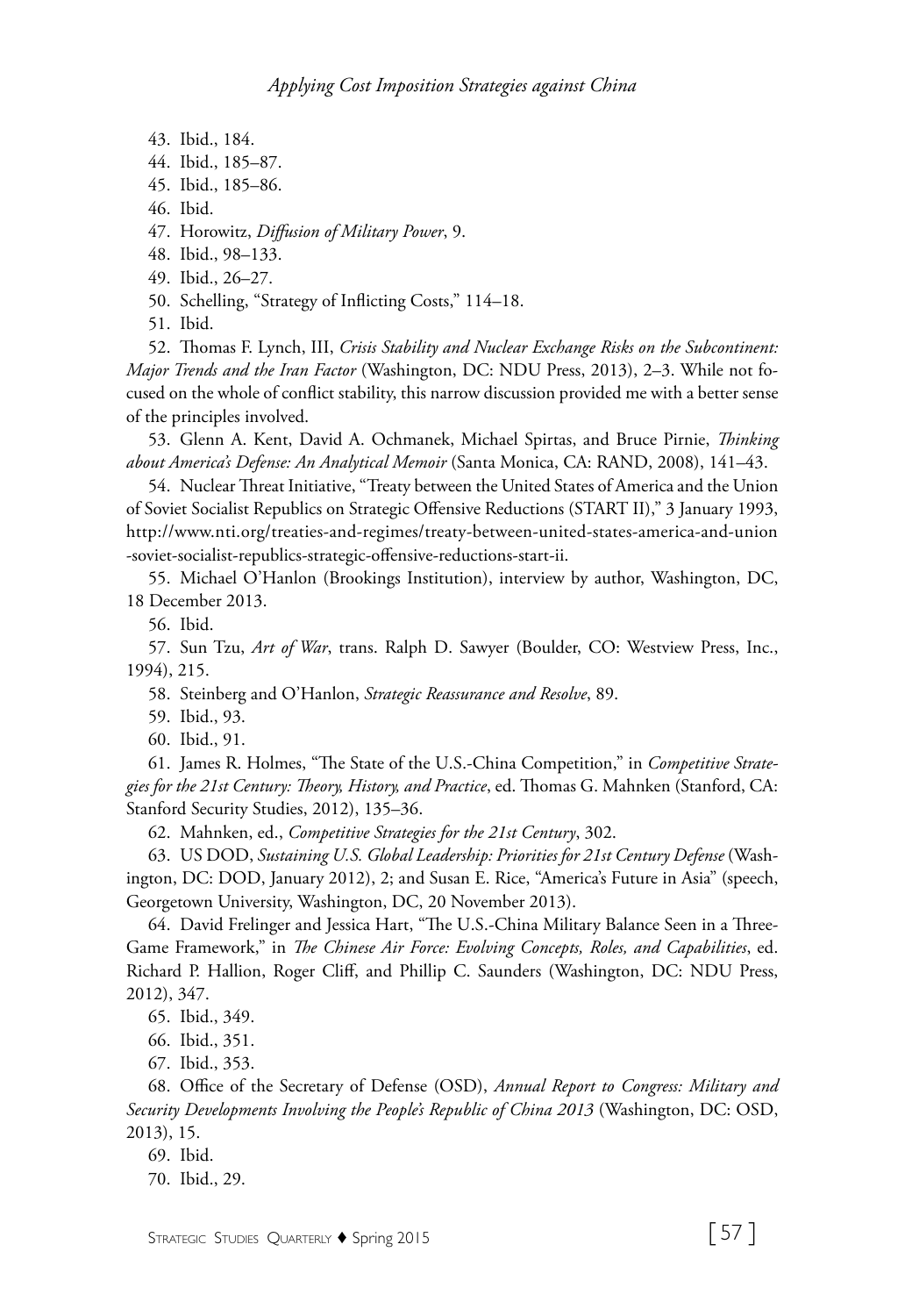43. Ibid., 184.

44. Ibid., 185–87.

45. Ibid., 185–86.

46. Ibid.

47. Horowitz, *Diffusion of Military Power*, 9.

48. Ibid., 98–133.

49. Ibid., 26–27.

50. Schelling, "Strategy of Inflicting Costs," 114–18.

51. Ibid.

52. Thomas F. Lynch, III, *Crisis Stability and Nuclear Exchange Risks on the Subcontinent: Major Trends and the Iran Factor* (Washington, DC: NDU Press, 2013), 2–3. While not focused on the whole of conflict stability, this narrow discussion provided me with a better sense of the principles involved.

53. Glenn A. Kent, David A. Ochmanek, Michael Spirtas, and Bruce Pirnie, *Thinking about America's Defense: An Analytical Memoir* (Santa Monica, CA: RAND, 2008), 141–43.

54. Nuclear Threat Initiative, "Treaty between the United States of America and the Union of Soviet Socialist Republics on Strategic Offensive Reductions (START II)," 3 January 1993, http://www.nti.org/treaties-and-regimes/treaty-between-united-states-america-and-union-soviet-socialist-republics-strategic-offensive-reductions-start-ii.

55. Michael O'Hanlon (Brookings Institution), interview by author, Washington, DC, 18 December 2013.

56. Ibid.

57. Sun Tzu, *Art of War*, trans. Ralph D. Sawyer (Boulder, CO: Westview Press, Inc., 1994), 215.

58. Steinberg and O'Hanlon, *Strategic Reassurance and Resolve*, 89.

59. Ibid., 93.

60. Ibid., 91.

61. James R. Holmes, "The State of the U.S.-China Competition," in *Competitive Strategies for the 21st Century: Theory, History, and Practice*, ed. Thomas G. Mahnken (Stanford, CA: Stanford Security Studies, 2012), 135–36.

62. Mahnken, ed., *Competitive Strategies for the 21st Century*, 302.

63. US DOD, *Sustaining U.S. Global Leadership: Priorities for 21st Century Defense* (Washington, DC: DOD, January 2012), 2; and Susan E. Rice, "America's Future in Asia" (speech, Georgetown University, Washington, DC, 20 November 2013).

64. David Frelinger and Jessica Hart, "The U.S.-China Military Balance Seen in a Three-Game Framework," in *The Chinese Air Force: Evolving Concepts, Roles, and Capabilities*, ed. Richard P. Hallion, Roger Cliff, and Phillip C. Saunders (Washington, DC: NDU Press, 2012), 347.

65. Ibid., 349.

66. Ibid., 351.

67. Ibid., 353.

68. Office of the Secretary of Defense (OSD), *Annual Report to Congress: Military and Security Developments Involving the People's Republic of China 2013* (Washington, DC: OSD, 2013), 15.

69. Ibid.

70. Ibid., 29.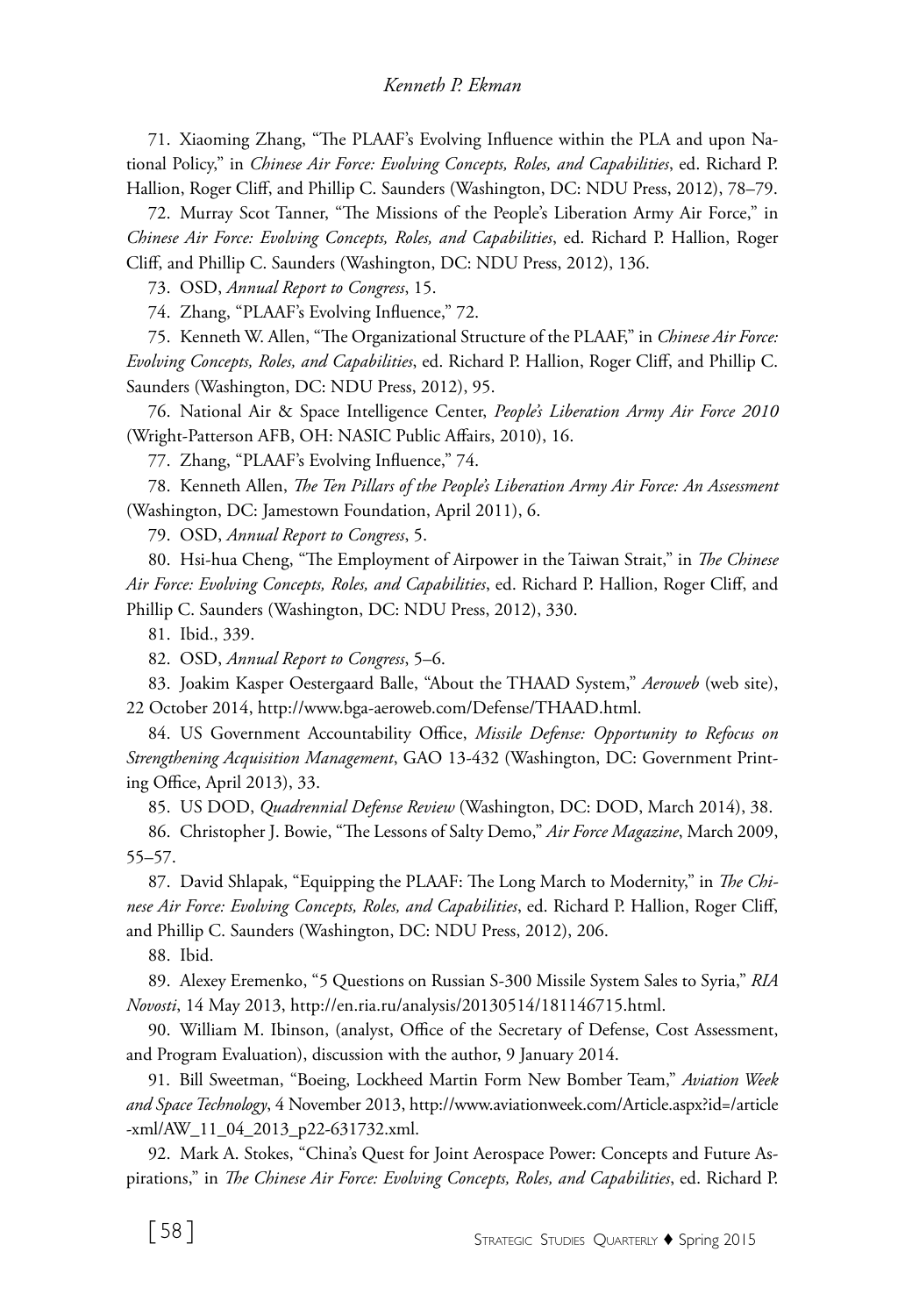71. Xiaoming Zhang, "The PLAAF's Evolving Influence within the PLA and upon National Policy," in *Chinese Air Force: Evolving Concepts, Roles, and Capabilities*, ed. Richard P. Hallion, Roger Cliff, and Phillip C. Saunders (Washington, DC: NDU Press, 2012), 78–79.

72. Murray Scot Tanner, "The Missions of the People's Liberation Army Air Force," in *Chinese Air Force: Evolving Concepts, Roles, and Capabilities*, ed. Richard P. Hallion, Roger Cliff, and Phillip C. Saunders (Washington, DC: NDU Press, 2012), 136.

73. OSD, *Annual Report to Congress*, 15.

74. Zhang, "PLAAF's Evolving Influence," 72.

75. Kenneth W. Allen, "The Organizational Structure of the PLAAF," in *Chinese Air Force: Evolving Concepts, Roles, and Capabilities*, ed. Richard P. Hallion, Roger Cliff, and Phillip C. Saunders (Washington, DC: NDU Press, 2012), 95.

76. National Air & Space Intelligence Center, *People's Liberation Army Air Force 2010* (Wright-Patterson AFB, OH: NASIC Public Affairs, 2010), 16.

77. Zhang, "PLAAF's Evolving Influence," 74.

78. Kenneth Allen, *The Ten Pillars of the People's Liberation Army Air Force: An Assessment* (Washington, DC: Jamestown Foundation, April 2011), 6.

79. OSD, *Annual Report to Congress*, 5.

80. Hsi-hua Cheng, "The Employment of Airpower in the Taiwan Strait," in *The Chinese Air Force: Evolving Concepts, Roles, and Capabilities*, ed. Richard P. Hallion, Roger Cliff, and Phillip C. Saunders (Washington, DC: NDU Press, 2012), 330.

81. Ibid., 339.

82. OSD, *Annual Report to Congress*, 5–6.

83. Joakim Kasper Oestergaard Balle, "About the THAAD System," *Aeroweb* (web site), 22 October 2014, http://www.bga-aeroweb.com/Defense/THAAD.html.

84. US Government Accountability Office, *Missile Defense: Opportunity to Refocus on Strengthening Acquisition Management*, GAO 13-432 (Washington, DC: Government Printing Office, April 2013), 33.

85. US DOD, *Quadrennial Defense Review* (Washington, DC: DOD, March 2014), 38.

86. Christopher J. Bowie, "The Lessons of Salty Demo," *Air Force Magazine*, March 2009, 55–57.

87. David Shlapak, "Equipping the PLAAF: The Long March to Modernity," in *The Chinese Air Force: Evolving Concepts, Roles, and Capabilities*, ed. Richard P. Hallion, Roger Cliff, and Phillip C. Saunders (Washington, DC: NDU Press, 2012), 206.

88. Ibid.

89. Alexey Eremenko, "5 Questions on Russian S-300 Missile System Sales to Syria," *RIA Novosti*, 14 May 2013, http://en.ria.ru/analysis/20130514/181146715.html.

90. William M. Ibinson, (analyst, Office of the Secretary of Defense, Cost Assessment, and Program Evaluation), discussion with the author, 9 January 2014.

91. Bill Sweetman, "Boeing, Lockheed Martin Form New Bomber Team," *Aviation Week and Space Technology*, 4 November 2013, http://www.aviationweek.com/Article.aspx?id=/article-xml/AW_11_04_2013_p22-631732.xml.

92. Mark A. Stokes, "China's Quest for Joint Aerospace Power: Concepts and Future Aspirations," in *The Chinese Air Force: Evolving Concepts, Roles, and Capabilities*, ed. Richard P.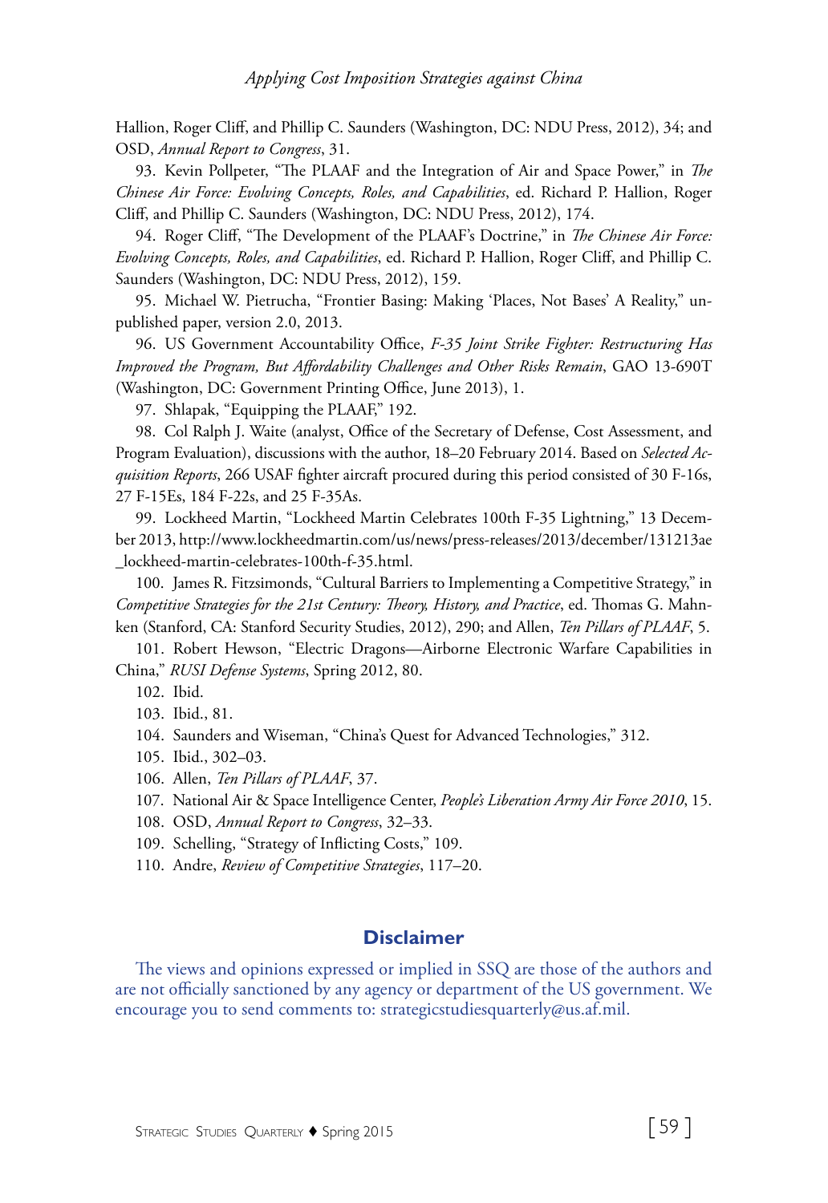Hallion, Roger Cliff, and Phillip C. Saunders (Washington, DC: NDU Press, 2012), 34; and OSD, *Annual Report to Congress*, 31.

93. Kevin Pollpeter, "The PLAAF and the Integration of Air and Space Power," in *The Chinese Air Force: Evolving Concepts, Roles, and Capabilities*, ed. Richard P. Hallion, Roger Cliff, and Phillip C. Saunders (Washington, DC: NDU Press, 2012), 174.

94. Roger Cliff, "The Development of the PLAAF's Doctrine," in *The Chinese Air Force: Evolving Concepts, Roles, and Capabilities*, ed. Richard P. Hallion, Roger Cliff, and Phillip C. Saunders (Washington, DC: NDU Press, 2012), 159.

95. Michael W. Pietrucha, "Frontier Basing: Making 'Places, Not Bases' A Reality," unpublished paper, version 2.0, 2013.

96. US Government Accountability Office, *F-35 Joint Strike Fighter: Restructuring Has Improved the Program, But Affordability Challenges and Other Risks Remain*, GAO 13-690T (Washington, DC: Government Printing Office, June 2013), 1.

97. Shlapak, "Equipping the PLAAF," 192.

98. Col Ralph J. Waite (analyst, Office of the Secretary of Defense, Cost Assessment, and Program Evaluation), discussions with the author, 18–20 February 2014. Based on *Selected Acquisition Reports*, 266 USAF fighter aircraft procured during this period consisted of 30 F-16s, 27 F-15Es, 184 F-22s, and 25 F-35As.

99. Lockheed Martin, "Lockheed Martin Celebrates 100th F-35 Lightning," 13 December 2013, http://www.lockheedmartin.com/us/news/press-releases/2013/december/131213ae_lockheed-martin-celebrates-100th-f-35.html.

100. James R. Fitzsimonds, "Cultural Barriers to Implementing a Competitive Strategy," in *Competitive Strategies for the 21st Century: Theory, History, and Practice*, ed. Thomas G. Mahnken (Stanford, CA: Stanford Security Studies, 2012), 290; and Allen, *Ten Pillars of PLAAF*, 5.

101. Robert Hewson, "Electric Dragons—Airborne Electronic Warfare Capabilities in China," *RUSI Defense Systems*, Spring 2012, 80.

102. Ibid.

103. Ibid., 81.

104. Saunders and Wiseman, "China's Quest for Advanced Technologies," 312.

105. Ibid., 302–03.

106. Allen, *Ten Pillars of PLAAF*, 37.

107. National Air & Space Intelligence Center, *People's Liberation Army Air Force 2010*, 15.

108. OSD, *Annual Report to Congress*, 32–33.

109. Schelling, "Strategy of Inflicting Costs," 109.

110. Andre, *Review of Competitive Strategies*, 117–20.

## Disclaimer

The views and opinions expressed or implied in SSQ are those of the authors and are not officially sanctioned by any agency or department of the US government. We encourage you to send comments to: strategicstudiesquarterly@us.af.mil.